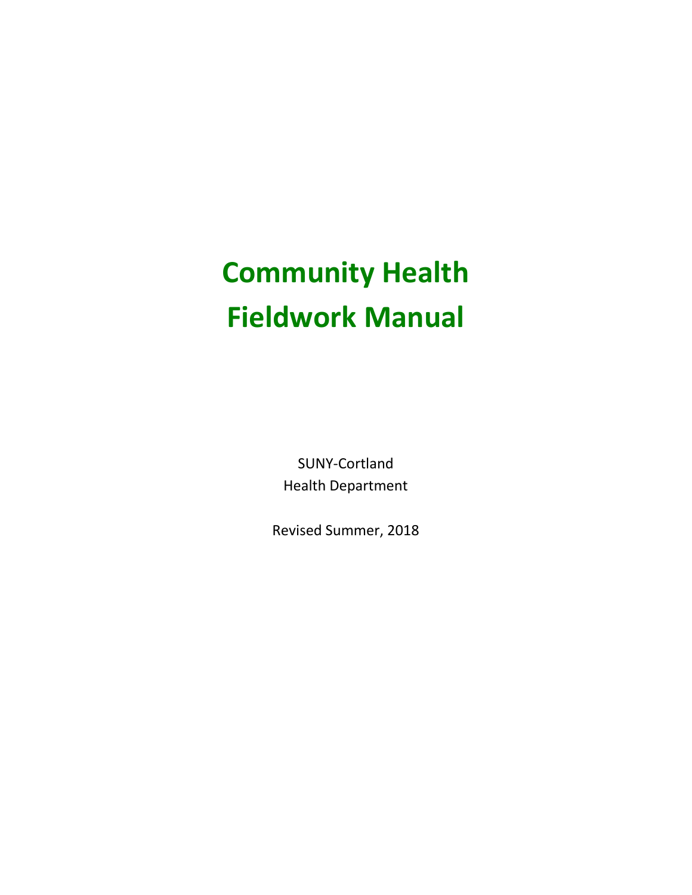# Community Health Fieldwork Manual

SUNY-Cortland
Health Department

Revised Summer, 2018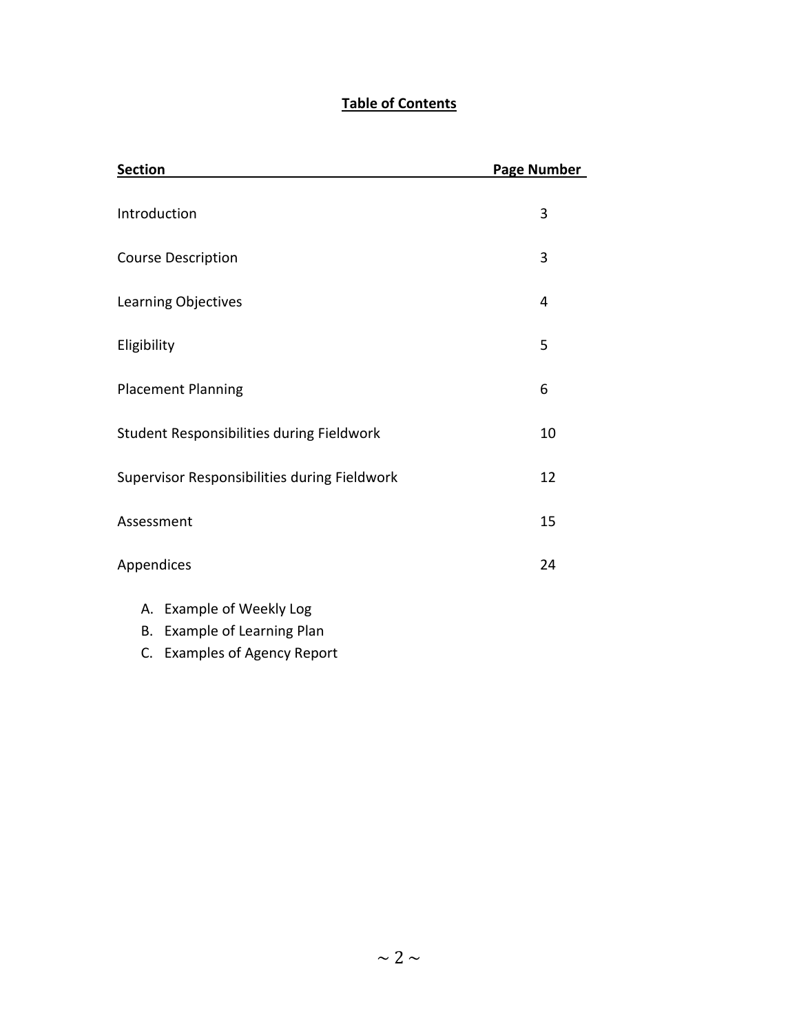## Table of Contents

| Section | Page Number |
|---|---|
| Introduction | 3 |
| Course Description | 3 |
| Learning Objectives | 4 |
| Eligibility | 5 |
| Placement Planning | 6 |
| Student Responsibilities during Fieldwork | 10 |
| Supervisor Responsibilities during Fieldwork | 12 |
| Assessment | 15 |
| Appendices | 24 |

A. Example of Weekly Log
B. Example of Learning Plan
C. Examples of Agency Report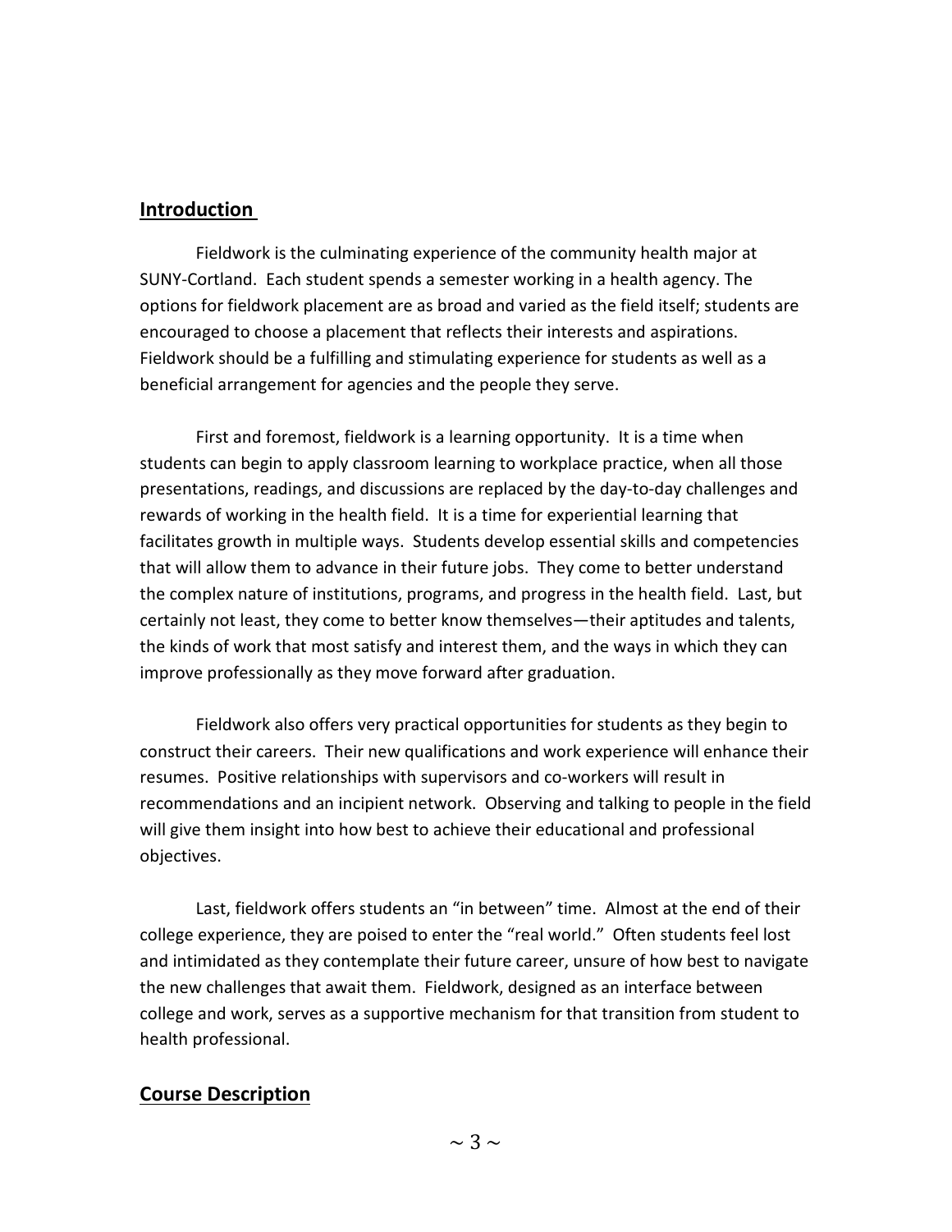## Introduction

Fieldwork is the culminating experience of the community health major at SUNY-Cortland. Each student spends a semester working in a health agency. The options for fieldwork placement are as broad and varied as the field itself; students are encouraged to choose a placement that reflects their interests and aspirations. Fieldwork should be a fulfilling and stimulating experience for students as well as a beneficial arrangement for agencies and the people they serve.

First and foremost, fieldwork is a learning opportunity. It is a time when students can begin to apply classroom learning to workplace practice, when all those presentations, readings, and discussions are replaced by the day-to-day challenges and rewards of working in the health field. It is a time for experiential learning that facilitates growth in multiple ways. Students develop essential skills and competencies that will allow them to advance in their future jobs. They come to better understand the complex nature of institutions, programs, and progress in the health field. Last, but certainly not least, they come to better know themselves—their aptitudes and talents, the kinds of work that most satisfy and interest them, and the ways in which they can improve professionally as they move forward after graduation.

Fieldwork also offers very practical opportunities for students as they begin to construct their careers. Their new qualifications and work experience will enhance their resumes. Positive relationships with supervisors and co-workers will result in recommendations and an incipient network. Observing and talking to people in the field will give them insight into how best to achieve their educational and professional objectives.

Last, fieldwork offers students an "in between" time. Almost at the end of their college experience, they are poised to enter the "real world." Often students feel lost and intimidated as they contemplate their future career, unsure of how best to navigate the new challenges that await them. Fieldwork, designed as an interface between college and work, serves as a supportive mechanism for that transition from student to health professional.

## Course Description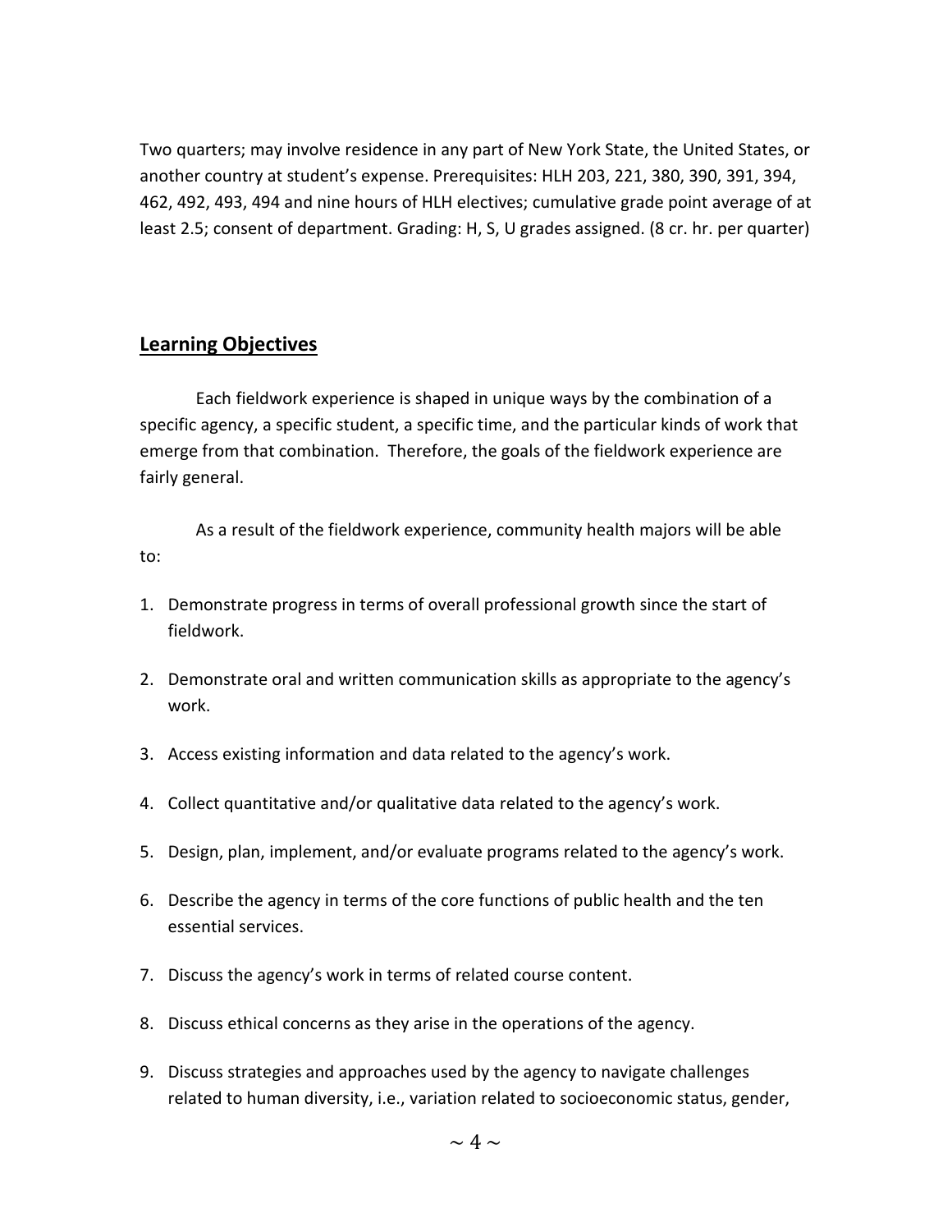Two quarters; may involve residence in any part of New York State, the United States, or another country at student's expense. Prerequisites: HLH 203, 221, 380, 390, 391, 394, 462, 492, 493, 494 and nine hours of HLH electives; cumulative grade point average of at least 2.5; consent of department. Grading: H, S, U grades assigned. (8 cr. hr. per quarter)

## Learning Objectives

Each fieldwork experience is shaped in unique ways by the combination of a specific agency, a specific student, a specific time, and the particular kinds of work that emerge from that combination. Therefore, the goals of the fieldwork experience are fairly general.

As a result of the fieldwork experience, community health majors will be able to:

1. Demonstrate progress in terms of overall professional growth since the start of fieldwork.
2. Demonstrate oral and written communication skills as appropriate to the agency's work.
3. Access existing information and data related to the agency's work.
4. Collect quantitative and/or qualitative data related to the agency's work.
5. Design, plan, implement, and/or evaluate programs related to the agency's work.
6. Describe the agency in terms of the core functions of public health and the ten essential services.
7. Discuss the agency's work in terms of related course content.
8. Discuss ethical concerns as they arise in the operations of the agency.
9. Discuss strategies and approaches used by the agency to navigate challenges related to human diversity, i.e., variation related to socioeconomic status, gender,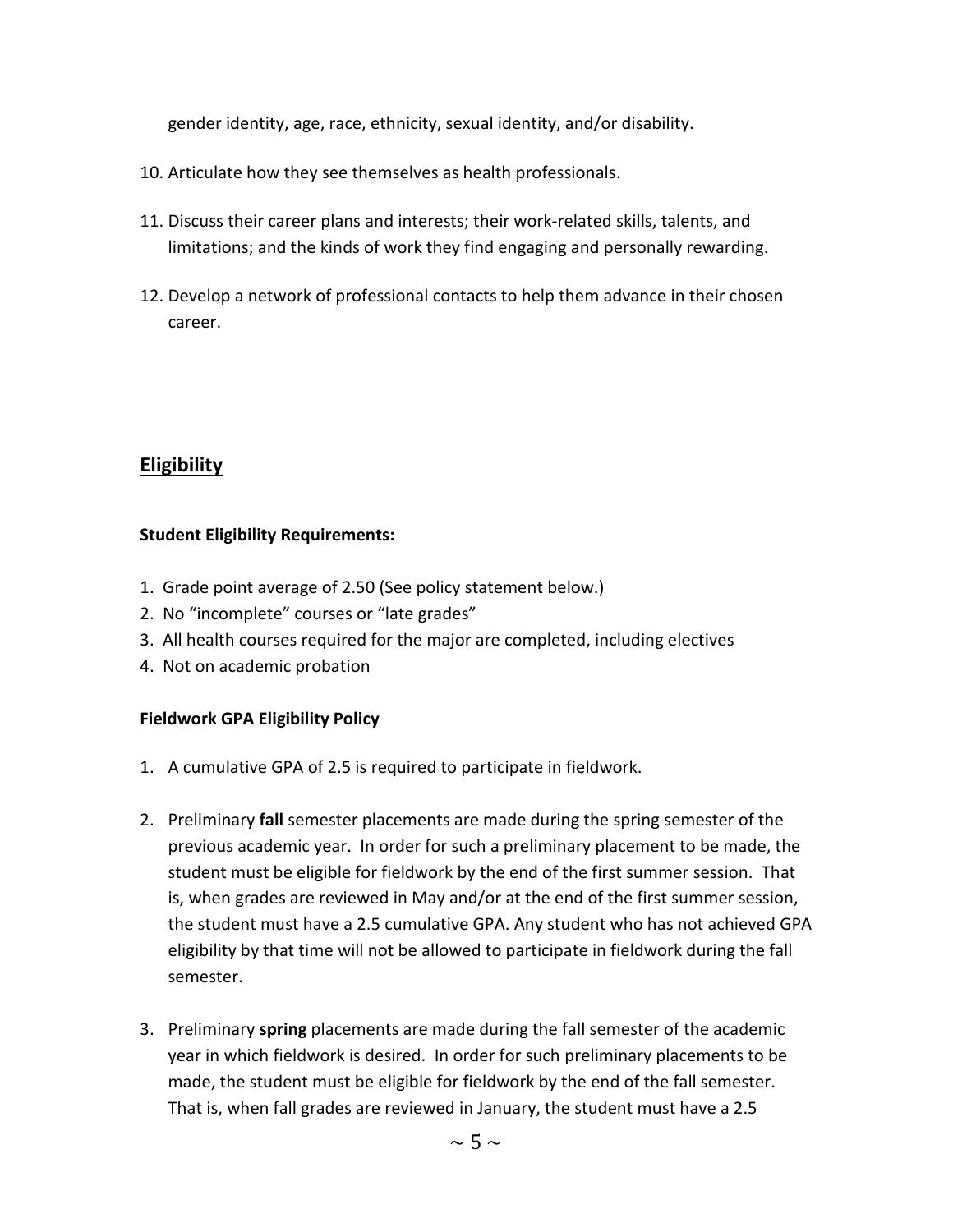gender identity, age, race, ethnicity, sexual identity, and/or disability.

10. Articulate how they see themselves as health professionals.
11. Discuss their career plans and interests; their work-related skills, talents, and limitations; and the kinds of work they find engaging and personally rewarding.
12. Develop a network of professional contacts to help them advance in their chosen career.

## Eligibility

**Student Eligibility Requirements:**

1. Grade point average of 2.50 (See policy statement below.)
2. No "incomplete" courses or "late grades"
3. All health courses required for the major are completed, including electives
4. Not on academic probation

**Fieldwork GPA Eligibility Policy**

1. A cumulative GPA of 2.5 is required to participate in fieldwork.
2. Preliminary **fall** semester placements are made during the spring semester of the previous academic year. In order for such a preliminary placement to be made, the student must be eligible for fieldwork by the end of the first summer session. That is, when grades are reviewed in May and/or at the end of the first summer session, the student must have a 2.5 cumulative GPA. Any student who has not achieved GPA eligibility by that time will not be allowed to participate in fieldwork during the fall semester.
3. Preliminary **spring** placements are made during the fall semester of the academic year in which fieldwork is desired. In order for such preliminary placements to be made, the student must be eligible for fieldwork by the end of the fall semester. That is, when fall grades are reviewed in January, the student must have a 2.5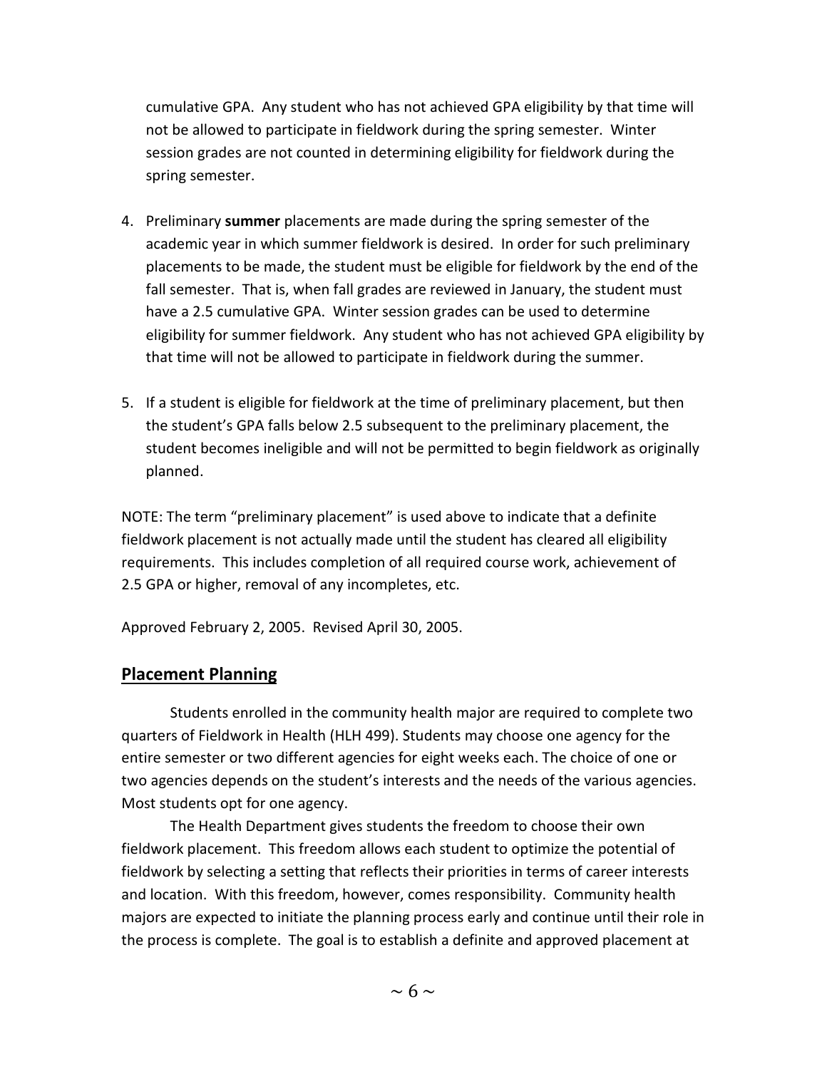cumulative GPA. Any student who has not achieved GPA eligibility by that time will not be allowed to participate in fieldwork during the spring semester. Winter session grades are not counted in determining eligibility for fieldwork during the spring semester.

4. Preliminary **summer** placements are made during the spring semester of the academic year in which summer fieldwork is desired. In order for such preliminary placements to be made, the student must be eligible for fieldwork by the end of the fall semester. That is, when fall grades are reviewed in January, the student must have a 2.5 cumulative GPA. Winter session grades can be used to determine eligibility for summer fieldwork. Any student who has not achieved GPA eligibility by that time will not be allowed to participate in fieldwork during the summer.

5. If a student is eligible for fieldwork at the time of preliminary placement, but then the student's GPA falls below 2.5 subsequent to the preliminary placement, the student becomes ineligible and will not be permitted to begin fieldwork as originally planned.

NOTE: The term "preliminary placement" is used above to indicate that a definite fieldwork placement is not actually made until the student has cleared all eligibility requirements. This includes completion of all required course work, achievement of 2.5 GPA or higher, removal of any incompletes, etc.

Approved February 2, 2005. Revised April 30, 2005.

## Placement Planning

Students enrolled in the community health major are required to complete two quarters of Fieldwork in Health (HLH 499). Students may choose one agency for the entire semester or two different agencies for eight weeks each. The choice of one or two agencies depends on the student's interests and the needs of the various agencies. Most students opt for one agency.

The Health Department gives students the freedom to choose their own fieldwork placement. This freedom allows each student to optimize the potential of fieldwork by selecting a setting that reflects their priorities in terms of career interests and location. With this freedom, however, comes responsibility. Community health majors are expected to initiate the planning process early and continue until their role in the process is complete. The goal is to establish a definite and approved placement at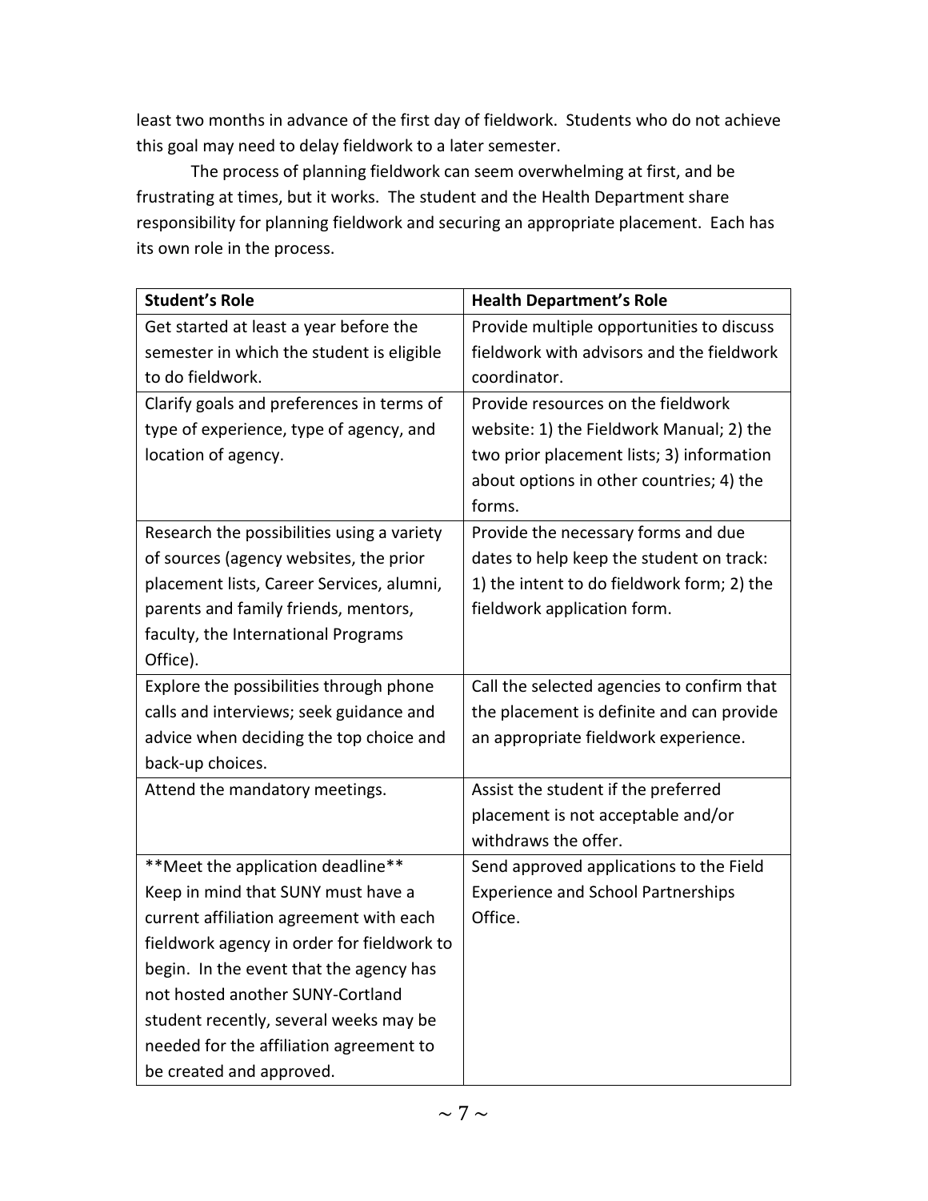least two months in advance of the first day of fieldwork. Students who do not achieve this goal may need to delay fieldwork to a later semester.

The process of planning fieldwork can seem overwhelming at first, and be frustrating at times, but it works. The student and the Health Department share responsibility for planning fieldwork and securing an appropriate placement. Each has its own role in the process.

| Student's Role | Health Department's Role |
|---|---|
| Get started at least a year before the semester in which the student is eligible to do fieldwork. | Provide multiple opportunities to discuss fieldwork with advisors and the fieldwork coordinator. |
| Clarify goals and preferences in terms of type of experience, type of agency, and location of agency. | Provide resources on the fieldwork website: 1) the Fieldwork Manual; 2) the two prior placement lists; 3) information about options in other countries; 4) the forms. |
| Research the possibilities using a variety of sources (agency websites, the prior placement lists, Career Services, alumni, parents and family friends, mentors, faculty, the International Programs Office). | Provide the necessary forms and due dates to help keep the student on track: 1) the intent to do fieldwork form; 2) the fieldwork application form. |
| Explore the possibilities through phone calls and interviews; seek guidance and advice when deciding the top choice and back-up choices. | Call the selected agencies to confirm that the placement is definite and can provide an appropriate fieldwork experience. |
| Attend the mandatory meetings. | Assist the student if the preferred placement is not acceptable and/or withdraws the offer. |
| **Meet the application deadline** Keep in mind that SUNY must have a current affiliation agreement with each fieldwork agency in order for fieldwork to begin. In the event that the agency has not hosted another SUNY-Cortland student recently, several weeks may be needed for the affiliation agreement to be created and approved. | Send approved applications to the Field Experience and School Partnerships Office. |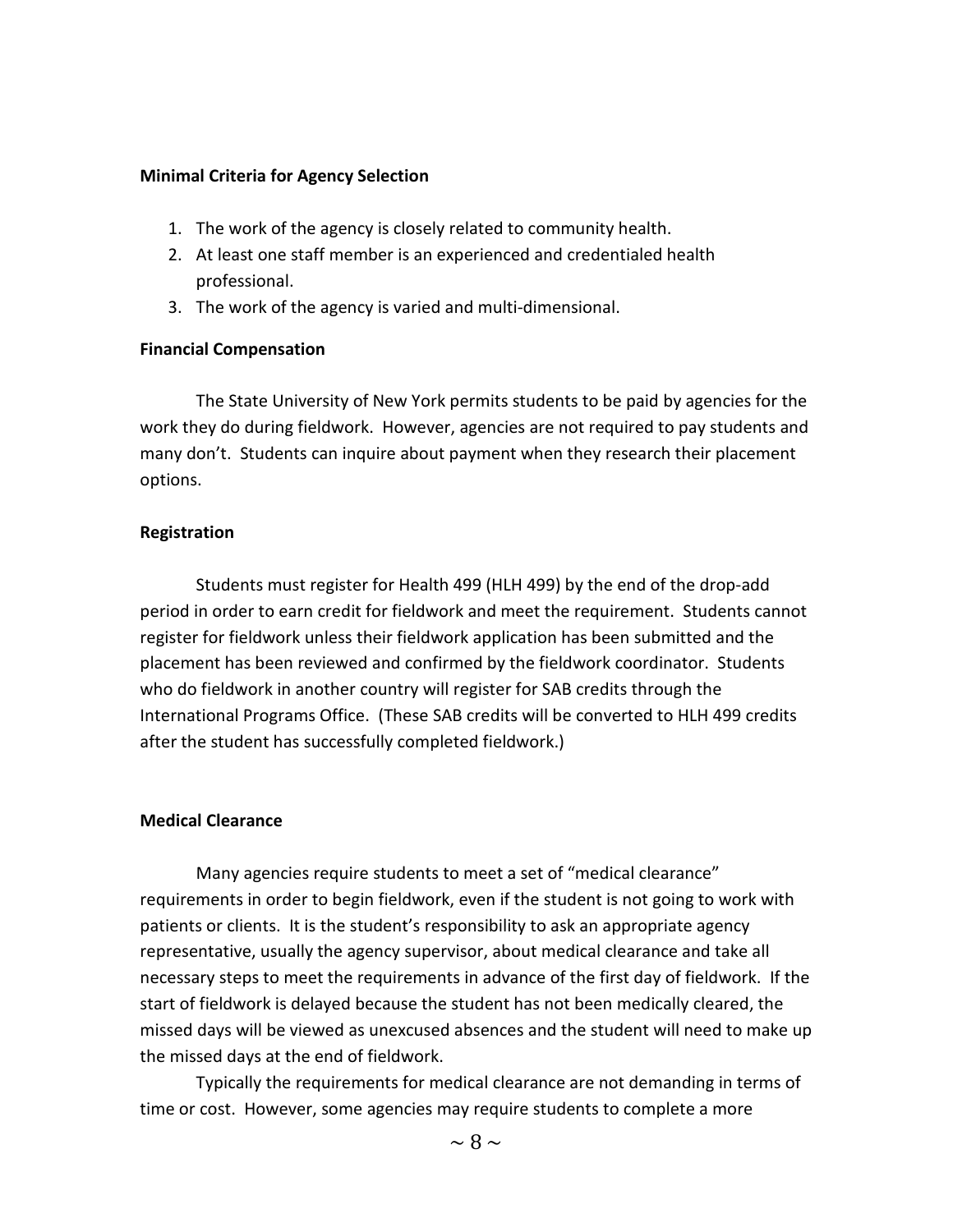**Minimal Criteria for Agency Selection**

1. The work of the agency is closely related to community health.
2. At least one staff member is an experienced and credentialed health professional.
3. The work of the agency is varied and multi-dimensional.

**Financial Compensation**

The State University of New York permits students to be paid by agencies for the work they do during fieldwork. However, agencies are not required to pay students and many don't. Students can inquire about payment when they research their placement options.

**Registration**

Students must register for Health 499 (HLH 499) by the end of the drop-add period in order to earn credit for fieldwork and meet the requirement. Students cannot register for fieldwork unless their fieldwork application has been submitted and the placement has been reviewed and confirmed by the fieldwork coordinator. Students who do fieldwork in another country will register for SAB credits through the International Programs Office. (These SAB credits will be converted to HLH 499 credits after the student has successfully completed fieldwork.)

**Medical Clearance**

Many agencies require students to meet a set of "medical clearance" requirements in order to begin fieldwork, even if the student is not going to work with patients or clients. It is the student's responsibility to ask an appropriate agency representative, usually the agency supervisor, about medical clearance and take all necessary steps to meet the requirements in advance of the first day of fieldwork. If the start of fieldwork is delayed because the student has not been medically cleared, the missed days will be viewed as unexcused absences and the student will need to make up the missed days at the end of fieldwork.

Typically the requirements for medical clearance are not demanding in terms of time or cost. However, some agencies may require students to complete a more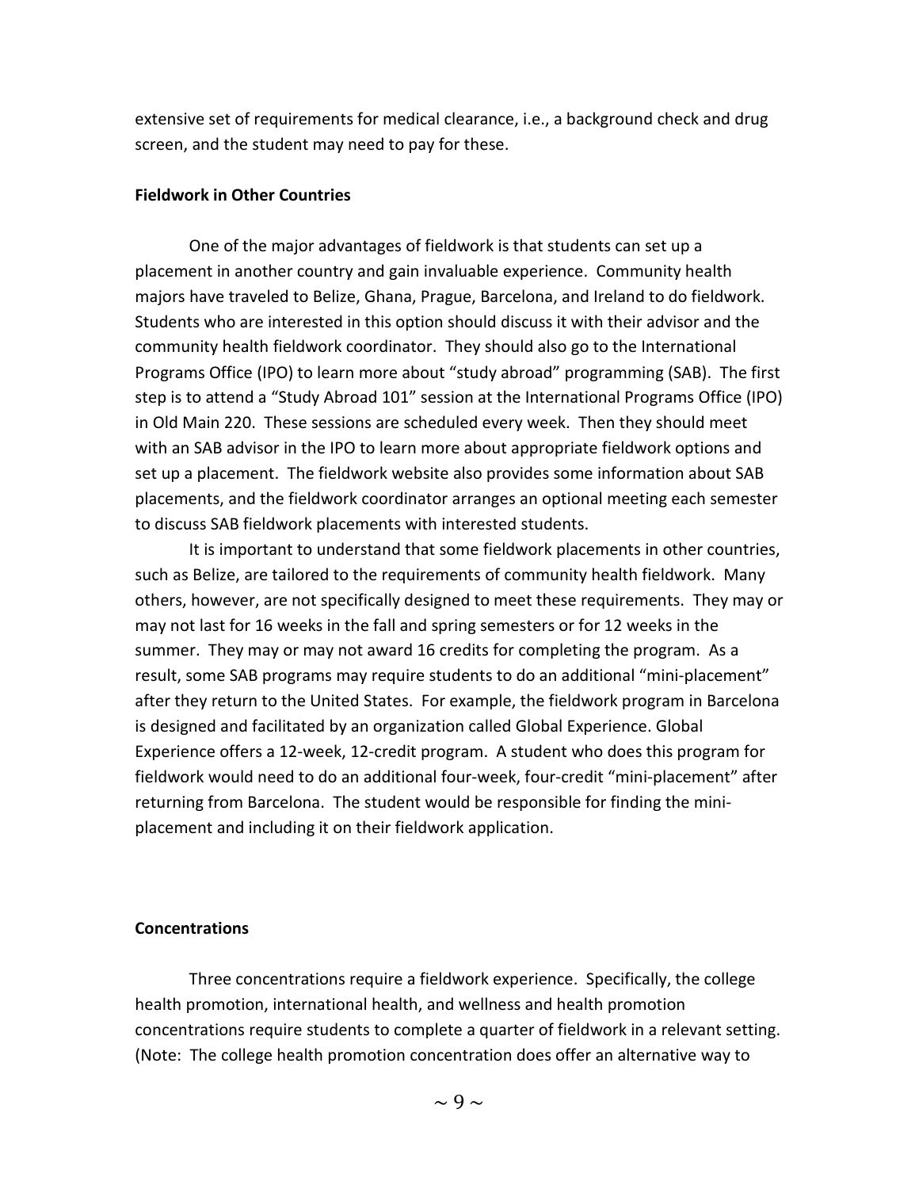extensive set of requirements for medical clearance, i.e., a background check and drug screen, and the student may need to pay for these.

**Fieldwork in Other Countries**

One of the major advantages of fieldwork is that students can set up a placement in another country and gain invaluable experience. Community health majors have traveled to Belize, Ghana, Prague, Barcelona, and Ireland to do fieldwork. Students who are interested in this option should discuss it with their advisor and the community health fieldwork coordinator. They should also go to the International Programs Office (IPO) to learn more about "study abroad" programming (SAB). The first step is to attend a "Study Abroad 101" session at the International Programs Office (IPO) in Old Main 220. These sessions are scheduled every week. Then they should meet with an SAB advisor in the IPO to learn more about appropriate fieldwork options and set up a placement. The fieldwork website also provides some information about SAB placements, and the fieldwork coordinator arranges an optional meeting each semester to discuss SAB fieldwork placements with interested students.

It is important to understand that some fieldwork placements in other countries, such as Belize, are tailored to the requirements of community health fieldwork. Many others, however, are not specifically designed to meet these requirements. They may or may not last for 16 weeks in the fall and spring semesters or for 12 weeks in the summer. They may or may not award 16 credits for completing the program. As a result, some SAB programs may require students to do an additional "mini-placement" after they return to the United States. For example, the fieldwork program in Barcelona is designed and facilitated by an organization called Global Experience. Global Experience offers a 12-week, 12-credit program. A student who does this program for fieldwork would need to do an additional four-week, four-credit "mini-placement" after returning from Barcelona. The student would be responsible for finding the mini-placement and including it on their fieldwork application.

**Concentrations**

Three concentrations require a fieldwork experience. Specifically, the college health promotion, international health, and wellness and health promotion concentrations require students to complete a quarter of fieldwork in a relevant setting. (Note: The college health promotion concentration does offer an alternative way to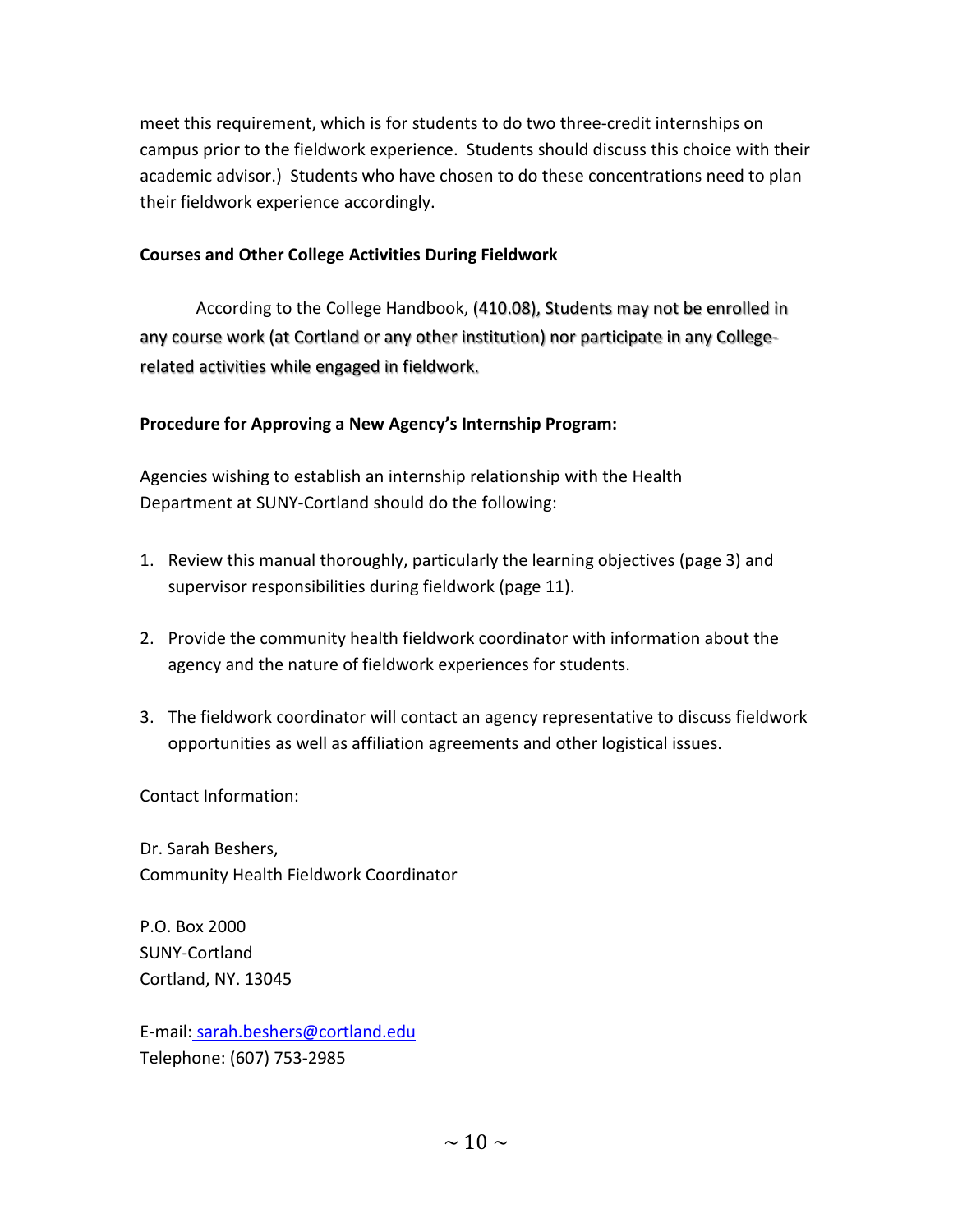meet this requirement, which is for students to do two three-credit internships on campus prior to the fieldwork experience. Students should discuss this choice with their academic advisor.) Students who have chosen to do these concentrations need to plan their fieldwork experience accordingly.

**Courses and Other College Activities During Fieldwork**

According to the College Handbook, (410.08), Students may not be enrolled in any course work (at Cortland or any other institution) nor participate in any College-related activities while engaged in fieldwork.

**Procedure for Approving a New Agency's Internship Program:**

Agencies wishing to establish an internship relationship with the Health Department at SUNY-Cortland should do the following:

1. Review this manual thoroughly, particularly the learning objectives (page 3) and supervisor responsibilities during fieldwork (page 11).
2. Provide the community health fieldwork coordinator with information about the agency and the nature of fieldwork experiences for students.
3. The fieldwork coordinator will contact an agency representative to discuss fieldwork opportunities as well as affiliation agreements and other logistical issues.

Contact Information:

Dr. Sarah Beshers,
Community Health Fieldwork Coordinator

P.O. Box 2000
SUNY-Cortland
Cortland, NY. 13045

E-mail: sarah.beshers@cortland.edu
Telephone: (607) 753-2985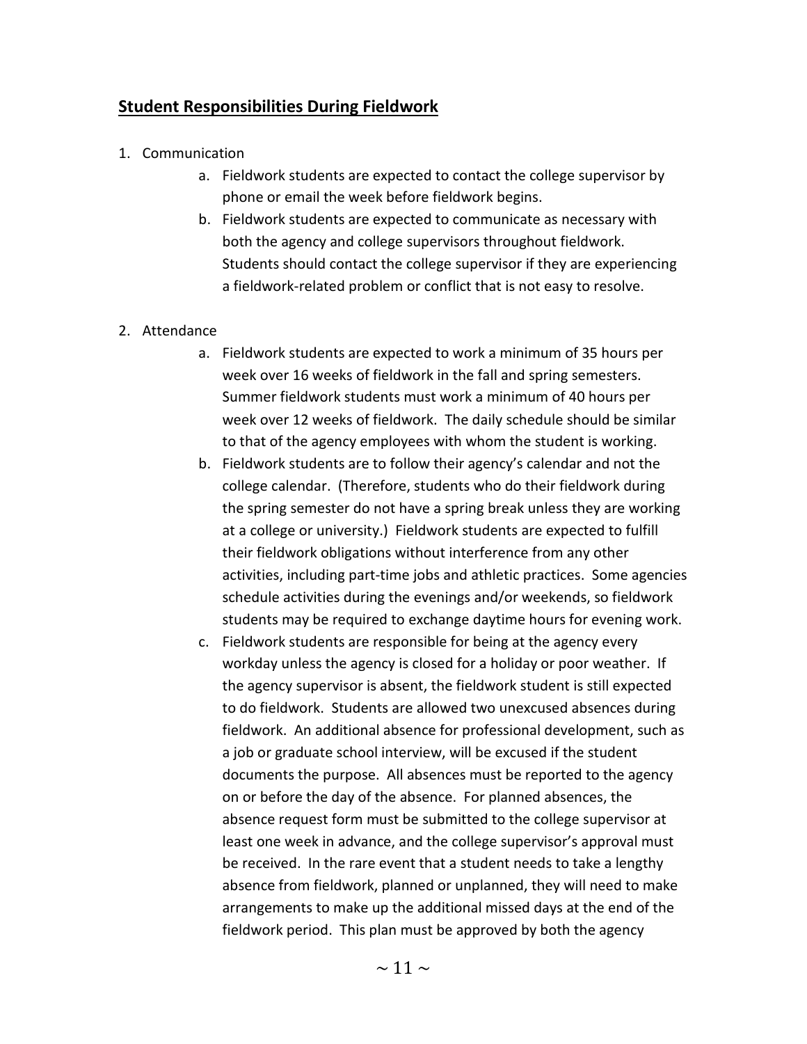## Student Responsibilities During Fieldwork

1. Communication
    a. Fieldwork students are expected to contact the college supervisor by phone or email the week before fieldwork begins.
    b. Fieldwork students are expected to communicate as necessary with both the agency and college supervisors throughout fieldwork. Students should contact the college supervisor if they are experiencing a fieldwork-related problem or conflict that is not easy to resolve.

2. Attendance
    a. Fieldwork students are expected to work a minimum of 35 hours per week over 16 weeks of fieldwork in the fall and spring semesters. Summer fieldwork students must work a minimum of 40 hours per week over 12 weeks of fieldwork. The daily schedule should be similar to that of the agency employees with whom the student is working.
    b. Fieldwork students are to follow their agency's calendar and not the college calendar. (Therefore, students who do their fieldwork during the spring semester do not have a spring break unless they are working at a college or university.) Fieldwork students are expected to fulfill their fieldwork obligations without interference from any other activities, including part-time jobs and athletic practices. Some agencies schedule activities during the evenings and/or weekends, so fieldwork students may be required to exchange daytime hours for evening work.
    c. Fieldwork students are responsible for being at the agency every workday unless the agency is closed for a holiday or poor weather. If the agency supervisor is absent, the fieldwork student is still expected to do fieldwork. Students are allowed two unexcused absences during fieldwork. An additional absence for professional development, such as a job or graduate school interview, will be excused if the student documents the purpose. All absences must be reported to the agency on or before the day of the absence. For planned absences, the absence request form must be submitted to the college supervisor at least one week in advance, and the college supervisor's approval must be received. In the rare event that a student needs to take a lengthy absence from fieldwork, planned or unplanned, they will need to make arrangements to make up the additional missed days at the end of the fieldwork period. This plan must be approved by both the agency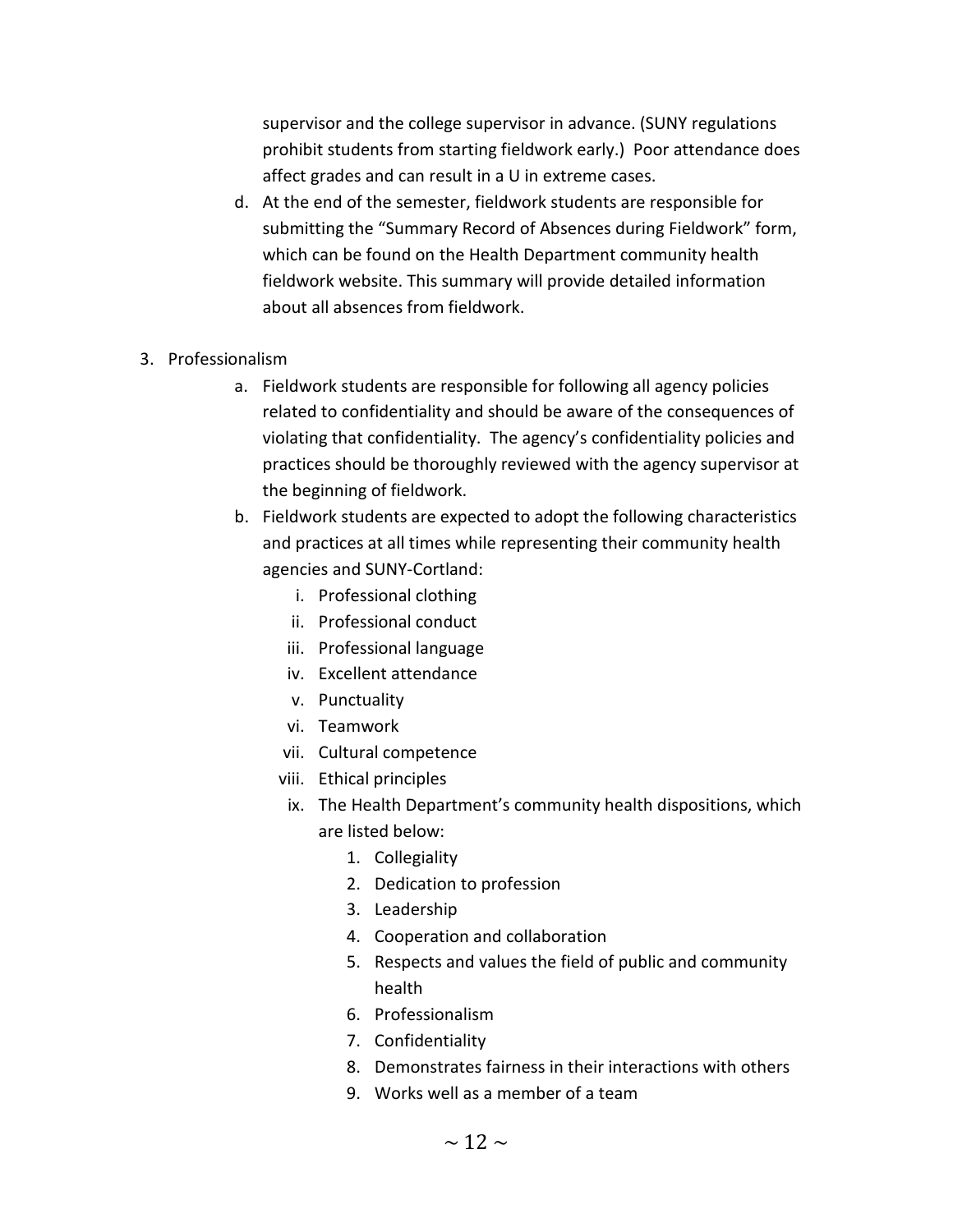supervisor and the college supervisor in advance. (SUNY regulations prohibit students from starting fieldwork early.) Poor attendance does affect grades and can result in a U in extreme cases.

d. At the end of the semester, fieldwork students are responsible for submitting the "Summary Record of Absences during Fieldwork" form, which can be found on the Health Department community health fieldwork website. This summary will provide detailed information about all absences from fieldwork.

3. Professionalism
   a. Fieldwork students are responsible for following all agency policies related to confidentiality and should be aware of the consequences of violating that confidentiality. The agency's confidentiality policies and practices should be thoroughly reviewed with the agency supervisor at the beginning of fieldwork.
   b. Fieldwork students are expected to adopt the following characteristics and practices at all times while representing their community health agencies and SUNY-Cortland:
      i. Professional clothing
      ii. Professional conduct
      iii. Professional language
      iv. Excellent attendance
      v. Punctuality
      vi. Teamwork
      vii. Cultural competence
      viii. Ethical principles
      ix. The Health Department's community health dispositions, which are listed below:
         1. Collegiality
         2. Dedication to profession
         3. Leadership
         4. Cooperation and collaboration
         5. Respects and values the field of public and community health
         6. Professionalism
         7. Confidentiality
         8. Demonstrates fairness in their interactions with others
         9. Works well as a member of a team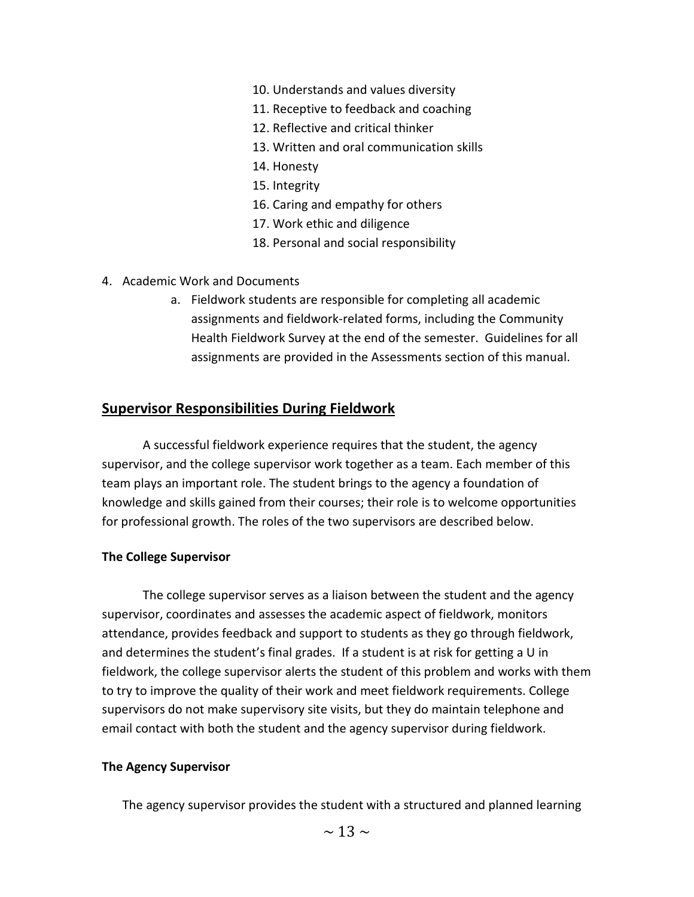10. Understands and values diversity
11. Receptive to feedback and coaching
12. Reflective and critical thinker
13. Written and oral communication skills
14. Honesty
15. Integrity
16. Caring and empathy for others
17. Work ethic and diligence
18. Personal and social responsibility

4. Academic Work and Documents
    a. Fieldwork students are responsible for completing all academic assignments and fieldwork-related forms, including the Community Health Fieldwork Survey at the end of the semester. Guidelines for all assignments are provided in the Assessments section of this manual.

## Supervisor Responsibilities During Fieldwork

A successful fieldwork experience requires that the student, the agency supervisor, and the college supervisor work together as a team. Each member of this team plays an important role. The student brings to the agency a foundation of knowledge and skills gained from their courses; their role is to welcome opportunities for professional growth. The roles of the two supervisors are described below.

### The College Supervisor

The college supervisor serves as a liaison between the student and the agency supervisor, coordinates and assesses the academic aspect of fieldwork, monitors attendance, provides feedback and support to students as they go through fieldwork, and determines the student's final grades. If a student is at risk for getting a U in fieldwork, the college supervisor alerts the student of this problem and works with them to try to improve the quality of their work and meet fieldwork requirements. College supervisors do not make supervisory site visits, but they do maintain telephone and email contact with both the student and the agency supervisor during fieldwork.

### The Agency Supervisor

The agency supervisor provides the student with a structured and planned learning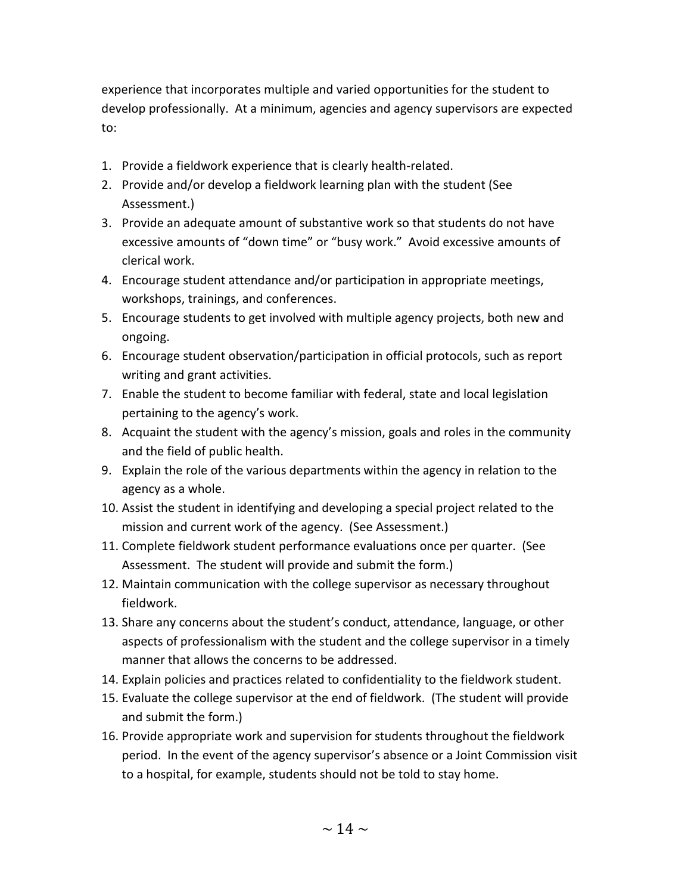experience that incorporates multiple and varied opportunities for the student to develop professionally. At a minimum, agencies and agency supervisors are expected to:

1. Provide a fieldwork experience that is clearly health-related.
2. Provide and/or develop a fieldwork learning plan with the student (See Assessment.)
3. Provide an adequate amount of substantive work so that students do not have excessive amounts of "down time" or "busy work." Avoid excessive amounts of clerical work.
4. Encourage student attendance and/or participation in appropriate meetings, workshops, trainings, and conferences.
5. Encourage students to get involved with multiple agency projects, both new and ongoing.
6. Encourage student observation/participation in official protocols, such as report writing and grant activities.
7. Enable the student to become familiar with federal, state and local legislation pertaining to the agency's work.
8. Acquaint the student with the agency's mission, goals and roles in the community and the field of public health.
9. Explain the role of the various departments within the agency in relation to the agency as a whole.
10. Assist the student in identifying and developing a special project related to the mission and current work of the agency. (See Assessment.)
11. Complete fieldwork student performance evaluations once per quarter. (See Assessment. The student will provide and submit the form.)
12. Maintain communication with the college supervisor as necessary throughout fieldwork.
13. Share any concerns about the student's conduct, attendance, language, or other aspects of professionalism with the student and the college supervisor in a timely manner that allows the concerns to be addressed.
14. Explain policies and practices related to confidentiality to the fieldwork student.
15. Evaluate the college supervisor at the end of fieldwork. (The student will provide and submit the form.)
16. Provide appropriate work and supervision for students throughout the fieldwork period. In the event of the agency supervisor's absence or a Joint Commission visit to a hospital, for example, students should not be told to stay home.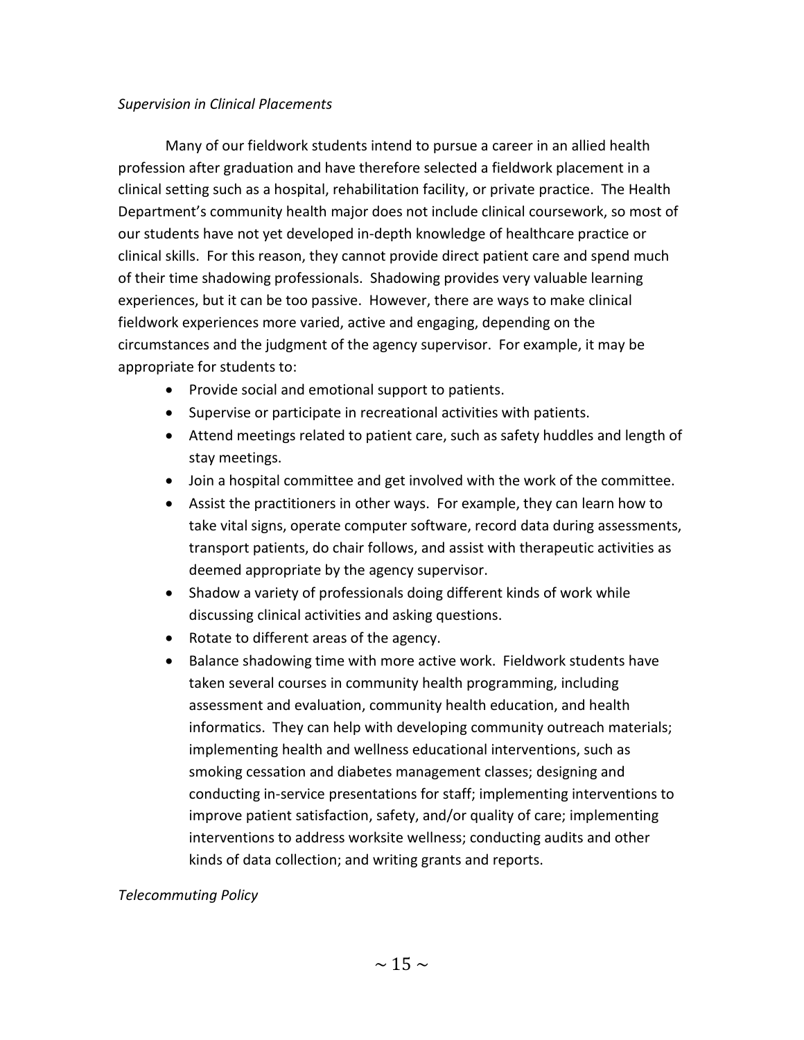*Supervision in Clinical Placements*

Many of our fieldwork students intend to pursue a career in an allied health profession after graduation and have therefore selected a fieldwork placement in a clinical setting such as a hospital, rehabilitation facility, or private practice. The Health Department's community health major does not include clinical coursework, so most of our students have not yet developed in-depth knowledge of healthcare practice or clinical skills. For this reason, they cannot provide direct patient care and spend much of their time shadowing professionals. Shadowing provides very valuable learning experiences, but it can be too passive. However, there are ways to make clinical fieldwork experiences more varied, active and engaging, depending on the circumstances and the judgment of the agency supervisor. For example, it may be appropriate for students to:

- Provide social and emotional support to patients.
- Supervise or participate in recreational activities with patients.
- Attend meetings related to patient care, such as safety huddles and length of stay meetings.
- Join a hospital committee and get involved with the work of the committee.
- Assist the practitioners in other ways. For example, they can learn how to take vital signs, operate computer software, record data during assessments, transport patients, do chair follows, and assist with therapeutic activities as deemed appropriate by the agency supervisor.
- Shadow a variety of professionals doing different kinds of work while discussing clinical activities and asking questions.
- Rotate to different areas of the agency.
- Balance shadowing time with more active work. Fieldwork students have taken several courses in community health programming, including assessment and evaluation, community health education, and health informatics. They can help with developing community outreach materials; implementing health and wellness educational interventions, such as smoking cessation and diabetes management classes; designing and conducting in-service presentations for staff; implementing interventions to improve patient satisfaction, safety, and/or quality of care; implementing interventions to address worksite wellness; conducting audits and other kinds of data collection; and writing grants and reports.

*Telecommuting Policy*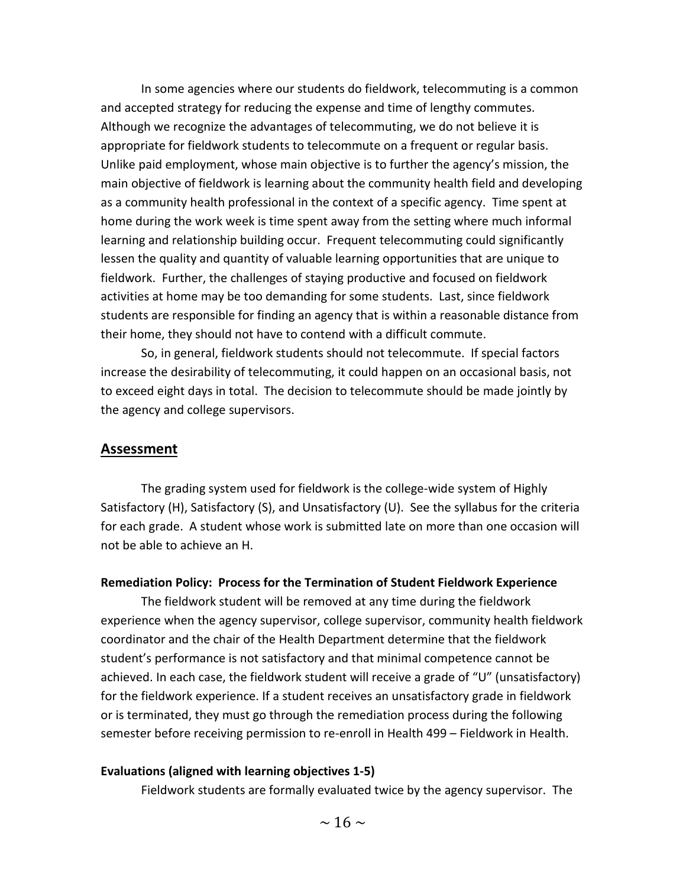In some agencies where our students do fieldwork, telecommuting is a common and accepted strategy for reducing the expense and time of lengthy commutes. Although we recognize the advantages of telecommuting, we do not believe it is appropriate for fieldwork students to telecommute on a frequent or regular basis. Unlike paid employment, whose main objective is to further the agency's mission, the main objective of fieldwork is learning about the community health field and developing as a community health professional in the context of a specific agency. Time spent at home during the work week is time spent away from the setting where much informal learning and relationship building occur. Frequent telecommuting could significantly lessen the quality and quantity of valuable learning opportunities that are unique to fieldwork. Further, the challenges of staying productive and focused on fieldwork activities at home may be too demanding for some students. Last, since fieldwork students are responsible for finding an agency that is within a reasonable distance from their home, they should not have to contend with a difficult commute.

So, in general, fieldwork students should not telecommute. If special factors increase the desirability of telecommuting, it could happen on an occasional basis, not to exceed eight days in total. The decision to telecommute should be made jointly by the agency and college supervisors.

## Assessment

The grading system used for fieldwork is the college-wide system of Highly Satisfactory (H), Satisfactory (S), and Unsatisfactory (U). See the syllabus for the criteria for each grade. A student whose work is submitted late on more than one occasion will not be able to achieve an H.

**Remediation Policy: Process for the Termination of Student Fieldwork Experience**

The fieldwork student will be removed at any time during the fieldwork experience when the agency supervisor, college supervisor, community health fieldwork coordinator and the chair of the Health Department determine that the fieldwork student's performance is not satisfactory and that minimal competence cannot be achieved. In each case, the fieldwork student will receive a grade of "U" (unsatisfactory) for the fieldwork experience. If a student receives an unsatisfactory grade in fieldwork or is terminated, they must go through the remediation process during the following semester before receiving permission to re-enroll in Health 499 – Fieldwork in Health.

**Evaluations (aligned with learning objectives 1-5)**

Fieldwork students are formally evaluated twice by the agency supervisor. The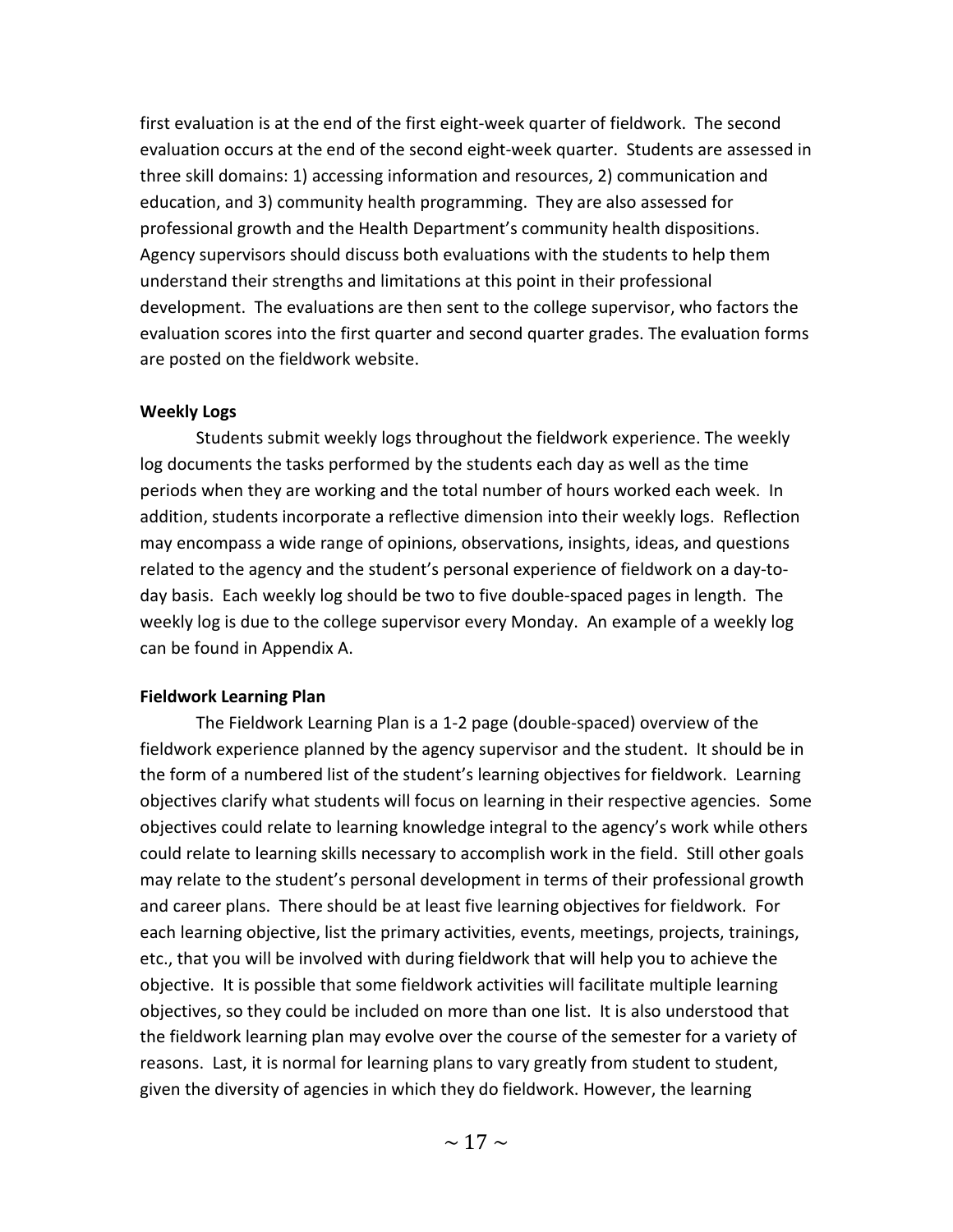first evaluation is at the end of the first eight-week quarter of fieldwork. The second evaluation occurs at the end of the second eight-week quarter. Students are assessed in three skill domains: 1) accessing information and resources, 2) communication and education, and 3) community health programming. They are also assessed for professional growth and the Health Department's community health dispositions. Agency supervisors should discuss both evaluations with the students to help them understand their strengths and limitations at this point in their professional development. The evaluations are then sent to the college supervisor, who factors the evaluation scores into the first quarter and second quarter grades. The evaluation forms are posted on the fieldwork website.

**Weekly Logs**

Students submit weekly logs throughout the fieldwork experience. The weekly log documents the tasks performed by the students each day as well as the time periods when they are working and the total number of hours worked each week. In addition, students incorporate a reflective dimension into their weekly logs. Reflection may encompass a wide range of opinions, observations, insights, ideas, and questions related to the agency and the student's personal experience of fieldwork on a day-to-day basis. Each weekly log should be two to five double-spaced pages in length. The weekly log is due to the college supervisor every Monday. An example of a weekly log can be found in Appendix A.

**Fieldwork Learning Plan**

The Fieldwork Learning Plan is a 1-2 page (double-spaced) overview of the fieldwork experience planned by the agency supervisor and the student. It should be in the form of a numbered list of the student's learning objectives for fieldwork. Learning objectives clarify what students will focus on learning in their respective agencies. Some objectives could relate to learning knowledge integral to the agency's work while others could relate to learning skills necessary to accomplish work in the field. Still other goals may relate to the student's personal development in terms of their professional growth and career plans. There should be at least five learning objectives for fieldwork. For each learning objective, list the primary activities, events, meetings, projects, trainings, etc., that you will be involved with during fieldwork that will help you to achieve the objective. It is possible that some fieldwork activities will facilitate multiple learning objectives, so they could be included on more than one list. It is also understood that the fieldwork learning plan may evolve over the course of the semester for a variety of reasons. Last, it is normal for learning plans to vary greatly from student to student, given the diversity of agencies in which they do fieldwork. However, the learning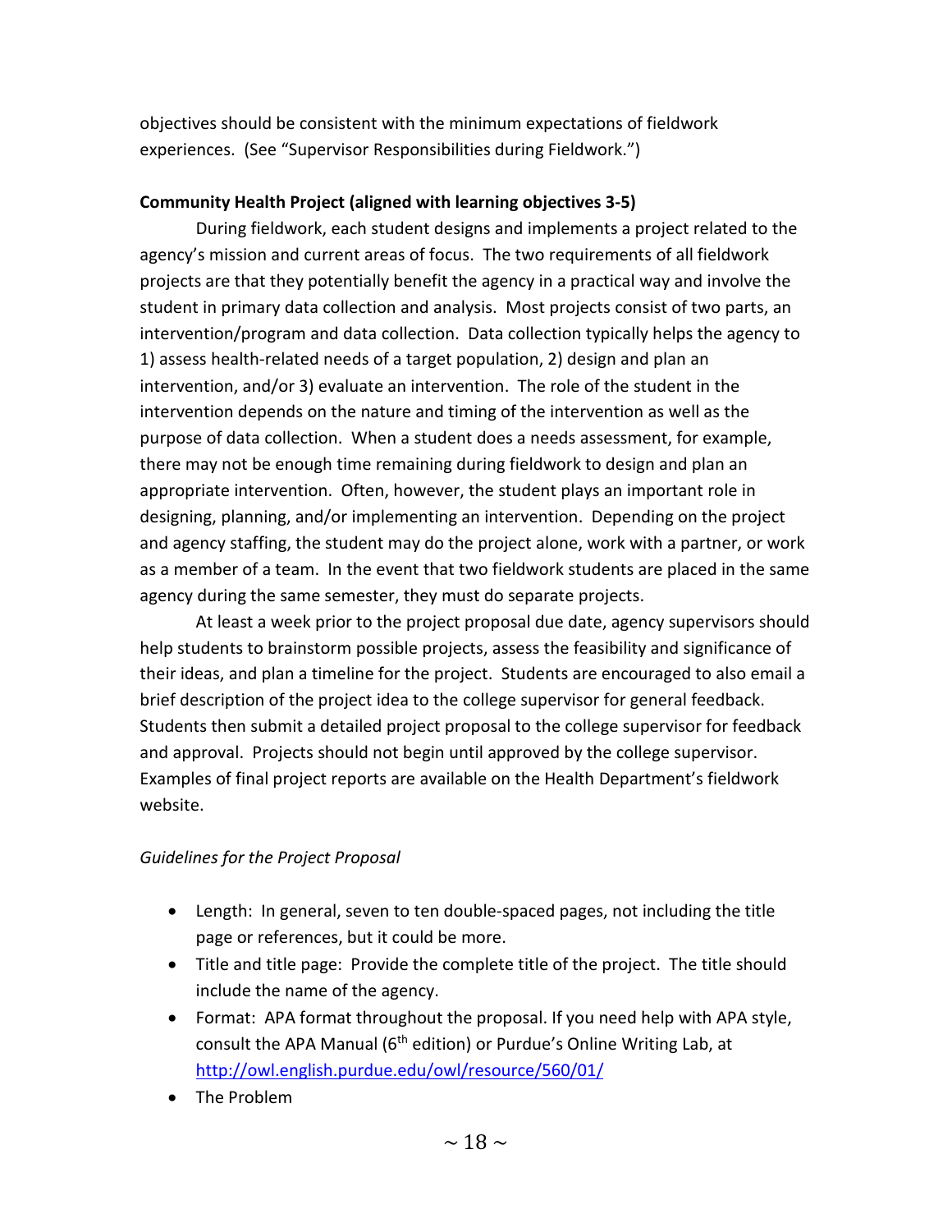objectives should be consistent with the minimum expectations of fieldwork experiences. (See "Supervisor Responsibilities during Fieldwork.")

**Community Health Project (aligned with learning objectives 3-5)**

During fieldwork, each student designs and implements a project related to the agency's mission and current areas of focus. The two requirements of all fieldwork projects are that they potentially benefit the agency in a practical way and involve the student in primary data collection and analysis. Most projects consist of two parts, an intervention/program and data collection. Data collection typically helps the agency to 1) assess health-related needs of a target population, 2) design and plan an intervention, and/or 3) evaluate an intervention. The role of the student in the intervention depends on the nature and timing of the intervention as well as the purpose of data collection. When a student does a needs assessment, for example, there may not be enough time remaining during fieldwork to design and plan an appropriate intervention. Often, however, the student plays an important role in designing, planning, and/or implementing an intervention. Depending on the project and agency staffing, the student may do the project alone, work with a partner, or work as a member of a team. In the event that two fieldwork students are placed in the same agency during the same semester, they must do separate projects.

At least a week prior to the project proposal due date, agency supervisors should help students to brainstorm possible projects, assess the feasibility and significance of their ideas, and plan a timeline for the project. Students are encouraged to also email a brief description of the project idea to the college supervisor for general feedback. Students then submit a detailed project proposal to the college supervisor for feedback and approval. Projects should not begin until approved by the college supervisor. Examples of final project reports are available on the Health Department's fieldwork website.

*Guidelines for the Project Proposal*

- Length: In general, seven to ten double-spaced pages, not including the title page or references, but it could be more.
- Title and title page: Provide the complete title of the project. The title should include the name of the agency.
- Format: APA format throughout the proposal. If you need help with APA style, consult the APA Manual (6th edition) or Purdue's Online Writing Lab, at http://owl.english.purdue.edu/owl/resource/560/01/
- The Problem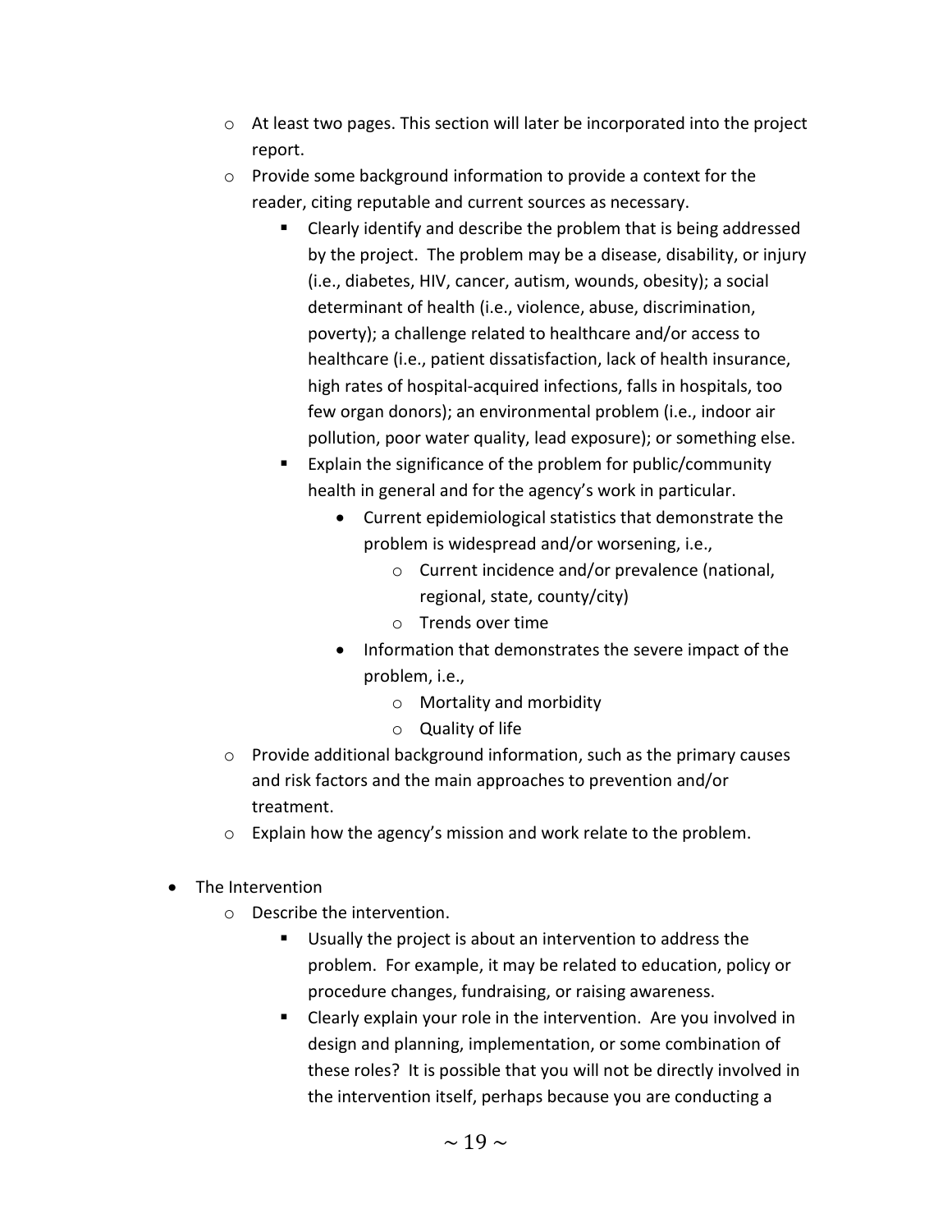- At least two pages. This section will later be incorporated into the project report.
  - Provide some background information to provide a context for the reader, citing reputable and current sources as necessary.
    - Clearly identify and describe the problem that is being addressed by the project. The problem may be a disease, disability, or injury (i.e., diabetes, HIV, cancer, autism, wounds, obesity); a social determinant of health (i.e., violence, abuse, discrimination, poverty); a challenge related to healthcare and/or access to healthcare (i.e., patient dissatisfaction, lack of health insurance, high rates of hospital-acquired infections, falls in hospitals, too few organ donors); an environmental problem (i.e., indoor air pollution, poor water quality, lead exposure); or something else.
    - Explain the significance of the problem for public/community health in general and for the agency's work in particular.
      - Current epidemiological statistics that demonstrate the problem is widespread and/or worsening, i.e.,
        - Current incidence and/or prevalence (national, regional, state, county/city)
        - Trends over time
      - Information that demonstrates the severe impact of the problem, i.e.,
        - Mortality and morbidity
        - Quality of life
  - Provide additional background information, such as the primary causes and risk factors and the main approaches to prevention and/or treatment.
  - Explain how the agency's mission and work relate to the problem.

- The Intervention
  - Describe the intervention.
    - Usually the project is about an intervention to address the problem. For example, it may be related to education, policy or procedure changes, fundraising, or raising awareness.
    - Clearly explain your role in the intervention. Are you involved in design and planning, implementation, or some combination of these roles? It is possible that you will not be directly involved in the intervention itself, perhaps because you are conducting a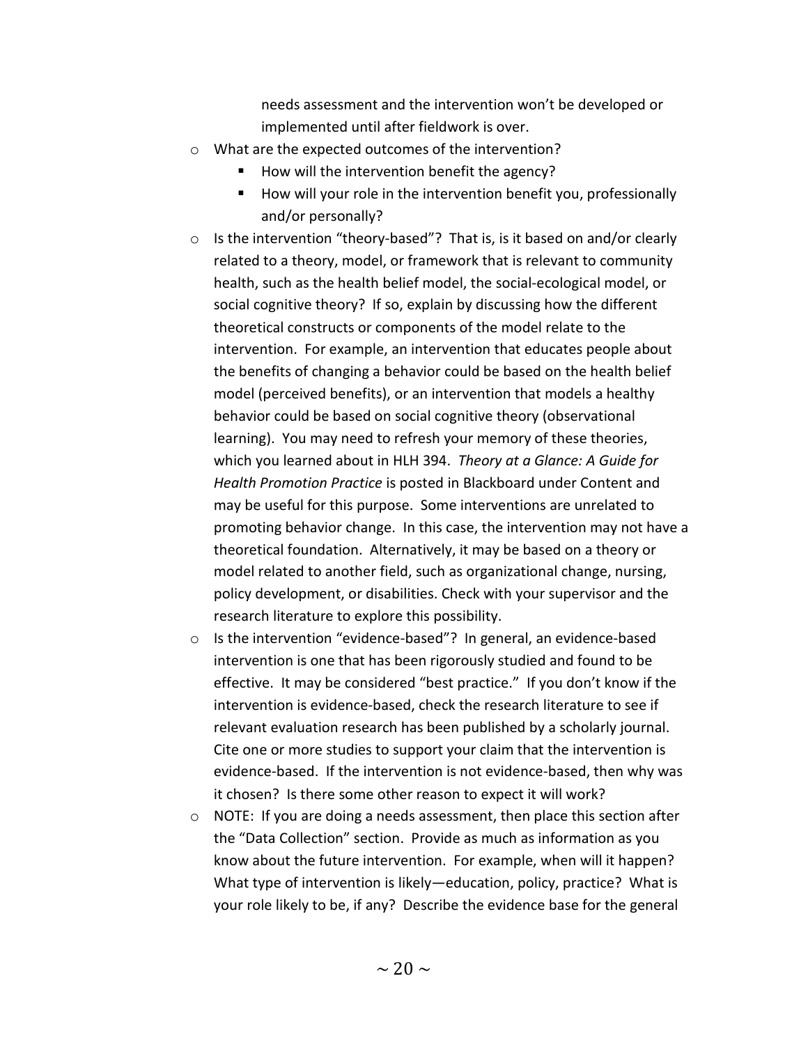needs assessment and the intervention won't be developed or implemented until after fieldwork is over.

- What are the expected outcomes of the intervention?
  - How will the intervention benefit the agency?
  - How will your role in the intervention benefit you, professionally and/or personally?
- Is the intervention "theory-based"? That is, is it based on and/or clearly related to a theory, model, or framework that is relevant to community health, such as the health belief model, the social-ecological model, or social cognitive theory? If so, explain by discussing how the different theoretical constructs or components of the model relate to the intervention. For example, an intervention that educates people about the benefits of changing a behavior could be based on the health belief model (perceived benefits), or an intervention that models a healthy behavior could be based on social cognitive theory (observational learning). You may need to refresh your memory of these theories, which you learned about in HLH 394. *Theory at a Glance: A Guide for Health Promotion Practice* is posted in Blackboard under Content and may be useful for this purpose. Some interventions are unrelated to promoting behavior change. In this case, the intervention may not have a theoretical foundation. Alternatively, it may be based on a theory or model related to another field, such as organizational change, nursing, policy development, or disabilities. Check with your supervisor and the research literature to explore this possibility.
- Is the intervention "evidence-based"? In general, an evidence-based intervention is one that has been rigorously studied and found to be effective. It may be considered "best practice." If you don't know if the intervention is evidence-based, check the research literature to see if relevant evaluation research has been published by a scholarly journal. Cite one or more studies to support your claim that the intervention is evidence-based. If the intervention is not evidence-based, then why was it chosen? Is there some other reason to expect it will work?
- NOTE: If you are doing a needs assessment, then place this section after the "Data Collection" section. Provide as much as information as you know about the future intervention. For example, when will it happen? What type of intervention is likely—education, policy, practice? What is your role likely to be, if any? Describe the evidence base for the general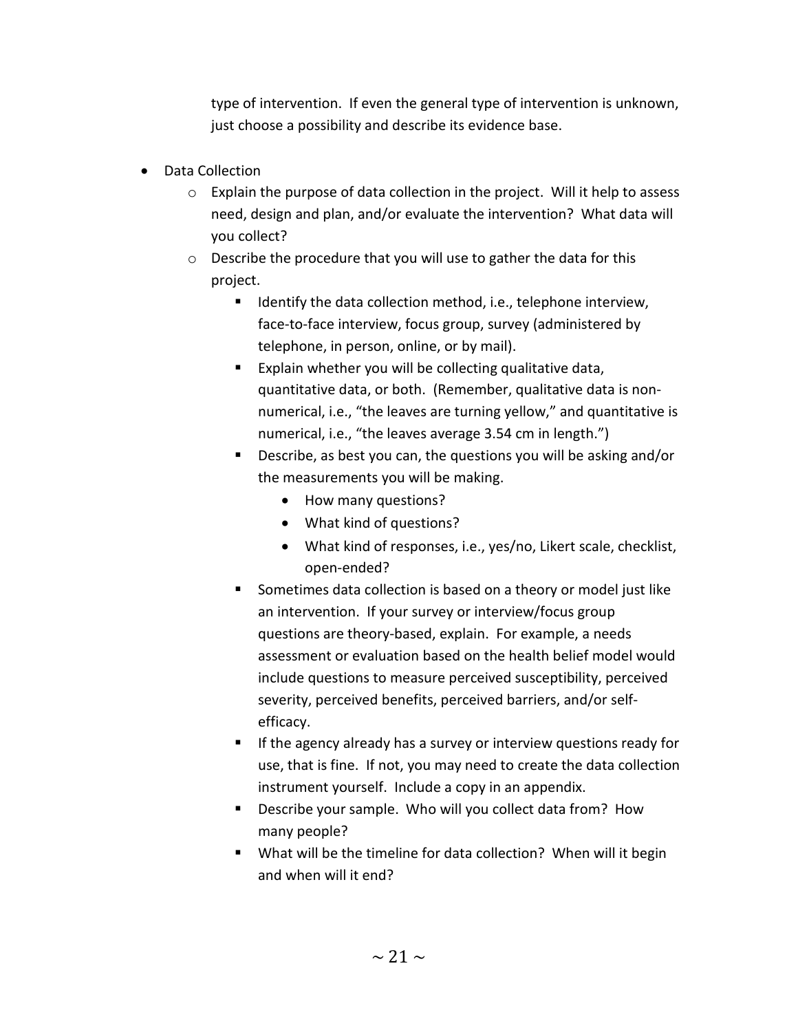type of intervention. If even the general type of intervention is unknown, just choose a possibility and describe its evidence base.

- Data Collection
    - Explain the purpose of data collection in the project. Will it help to assess need, design and plan, and/or evaluate the intervention? What data will you collect?
    - Describe the procedure that you will use to gather the data for this project.
        - Identify the data collection method, i.e., telephone interview, face-to-face interview, focus group, survey (administered by telephone, in person, online, or by mail).
        - Explain whether you will be collecting qualitative data, quantitative data, or both. (Remember, qualitative data is non-numerical, i.e., "the leaves are turning yellow," and quantitative is numerical, i.e., "the leaves average 3.54 cm in length.")
        - Describe, as best you can, the questions you will be asking and/or the measurements you will be making.
            - How many questions?
            - What kind of questions?
            - What kind of responses, i.e., yes/no, Likert scale, checklist, open-ended?
        - Sometimes data collection is based on a theory or model just like an intervention. If your survey or interview/focus group questions are theory-based, explain. For example, a needs assessment or evaluation based on the health belief model would include questions to measure perceived susceptibility, perceived severity, perceived benefits, perceived barriers, and/or self-efficacy.
        - If the agency already has a survey or interview questions ready for use, that is fine. If not, you may need to create the data collection instrument yourself. Include a copy in an appendix.
        - Describe your sample. Who will you collect data from? How many people?
        - What will be the timeline for data collection? When will it begin and when will it end?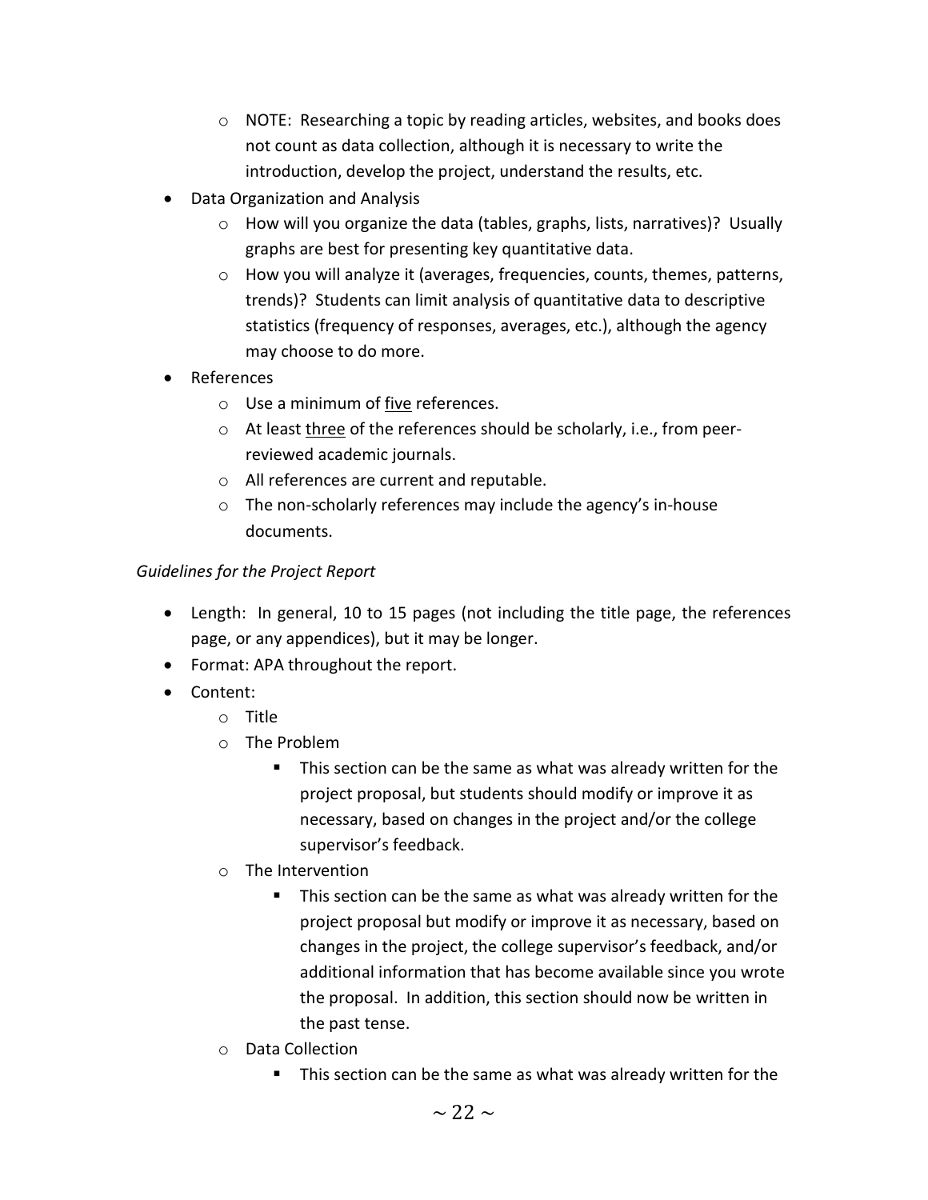- NOTE: Researching a topic by reading articles, websites, and books does not count as data collection, although it is necessary to write the introduction, develop the project, understand the results, etc.
- Data Organization and Analysis
  - How will you organize the data (tables, graphs, lists, narratives)? Usually graphs are best for presenting key quantitative data.
  - How you will analyze it (averages, frequencies, counts, themes, patterns, trends)? Students can limit analysis of quantitative data to descriptive statistics (frequency of responses, averages, etc.), although the agency may choose to do more.
- References
  - Use a minimum of <u>five</u> references.
  - At least <u>three</u> of the references should be scholarly, i.e., from peer-reviewed academic journals.
  - All references are current and reputable.
  - The non-scholarly references may include the agency's in-house documents.

*Guidelines for the Project Report*

- Length: In general, 10 to 15 pages (not including the title page, the references page, or any appendices), but it may be longer.
- Format: APA throughout the report.
- Content:
  - Title
  - The Problem
    - This section can be the same as what was already written for the project proposal, but students should modify or improve it as necessary, based on changes in the project and/or the college supervisor's feedback.
  - The Intervention
    - This section can be the same as what was already written for the project proposal but modify or improve it as necessary, based on changes in the project, the college supervisor's feedback, and/or additional information that has become available since you wrote the proposal. In addition, this section should now be written in the past tense.
  - Data Collection
    - This section can be the same as what was already written for the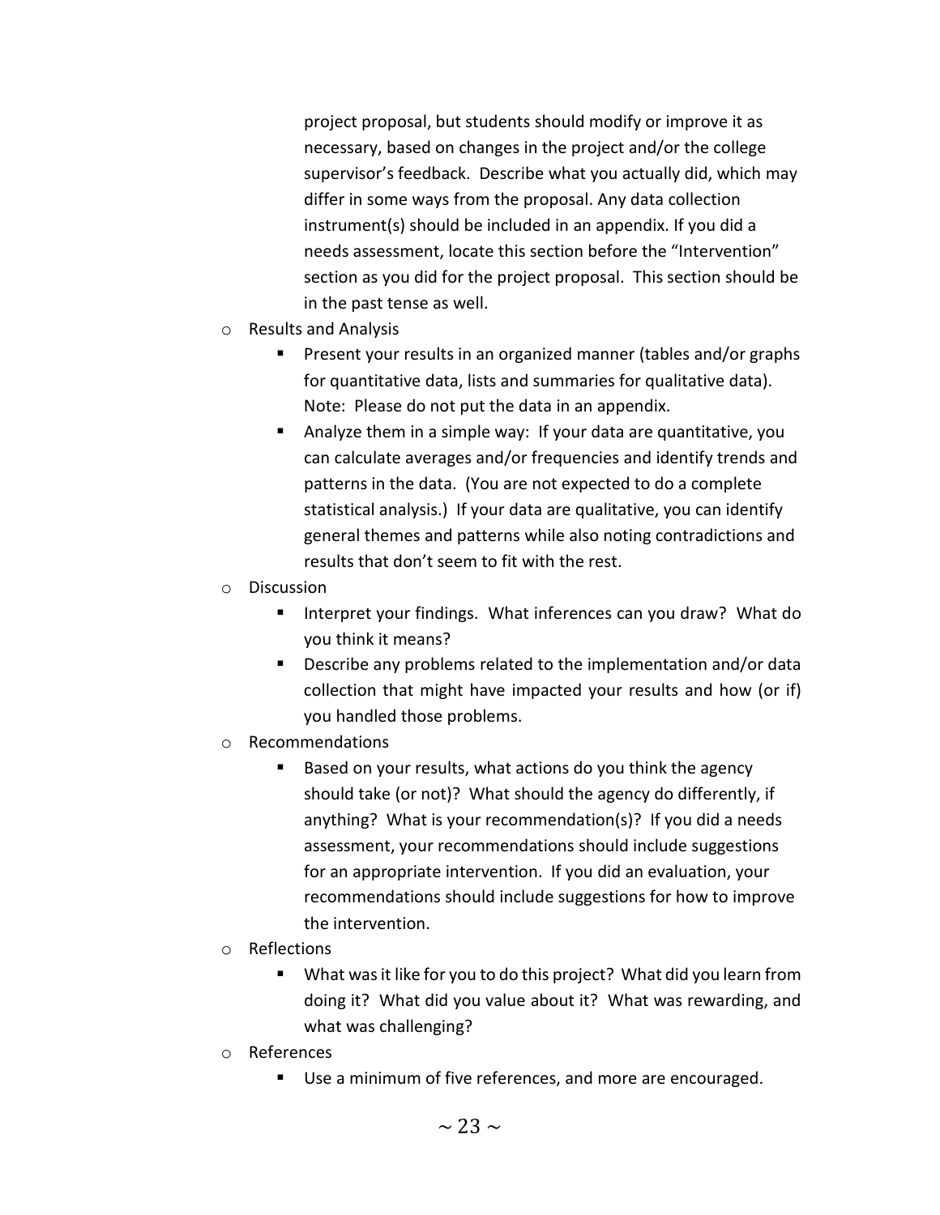project proposal, but students should modify or improve it as necessary, based on changes in the project and/or the college supervisor's feedback. Describe what you actually did, which may differ in some ways from the proposal. Any data collection instrument(s) should be included in an appendix. If you did a needs assessment, locate this section before the "Intervention" section as you did for the project proposal. This section should be in the past tense as well.

- Results and Analysis
  - Present your results in an organized manner (tables and/or graphs for quantitative data, lists and summaries for qualitative data). Note: Please do not put the data in an appendix.
  - Analyze them in a simple way: If your data are quantitative, you can calculate averages and/or frequencies and identify trends and patterns in the data. (You are not expected to do a complete statistical analysis.) If your data are qualitative, you can identify general themes and patterns while also noting contradictions and results that don't seem to fit with the rest.
- Discussion
  - Interpret your findings. What inferences can you draw? What do you think it means?
  - Describe any problems related to the implementation and/or data collection that might have impacted your results and how (or if) you handled those problems.
- Recommendations
  - Based on your results, what actions do you think the agency should take (or not)? What should the agency do differently, if anything? What is your recommendation(s)? If you did a needs assessment, your recommendations should include suggestions for an appropriate intervention. If you did an evaluation, your recommendations should include suggestions for how to improve the intervention.
- Reflections
  - What was it like for you to do this project? What did you learn from doing it? What did you value about it? What was rewarding, and what was challenging?
- References
  - Use a minimum of five references, and more are encouraged.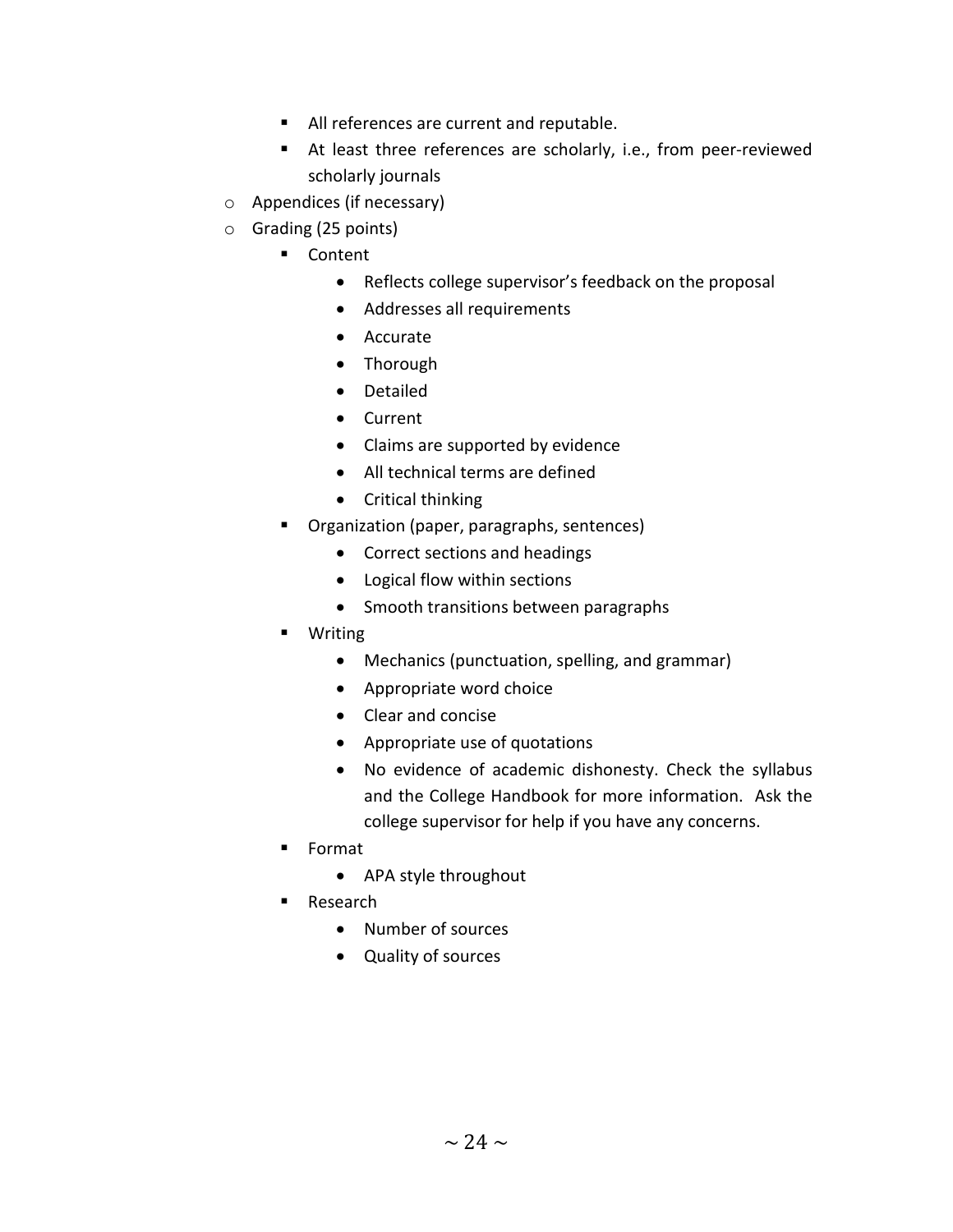- All references are current and reputable.
    - At least three references are scholarly, i.e., from peer-reviewed scholarly journals
- Appendices (if necessary)
- Grading (25 points)
    - Content
        - Reflects college supervisor's feedback on the proposal
        - Addresses all requirements
        - Accurate
        - Thorough
        - Detailed
        - Current
        - Claims are supported by evidence
        - All technical terms are defined
        - Critical thinking
    - Organization (paper, paragraphs, sentences)
        - Correct sections and headings
        - Logical flow within sections
        - Smooth transitions between paragraphs
    - Writing
        - Mechanics (punctuation, spelling, and grammar)
        - Appropriate word choice
        - Clear and concise
        - Appropriate use of quotations
        - No evidence of academic dishonesty. Check the syllabus and the College Handbook for more information. Ask the college supervisor for help if you have any concerns.
    - Format
        - APA style throughout
    - Research
        - Number of sources
        - Quality of sources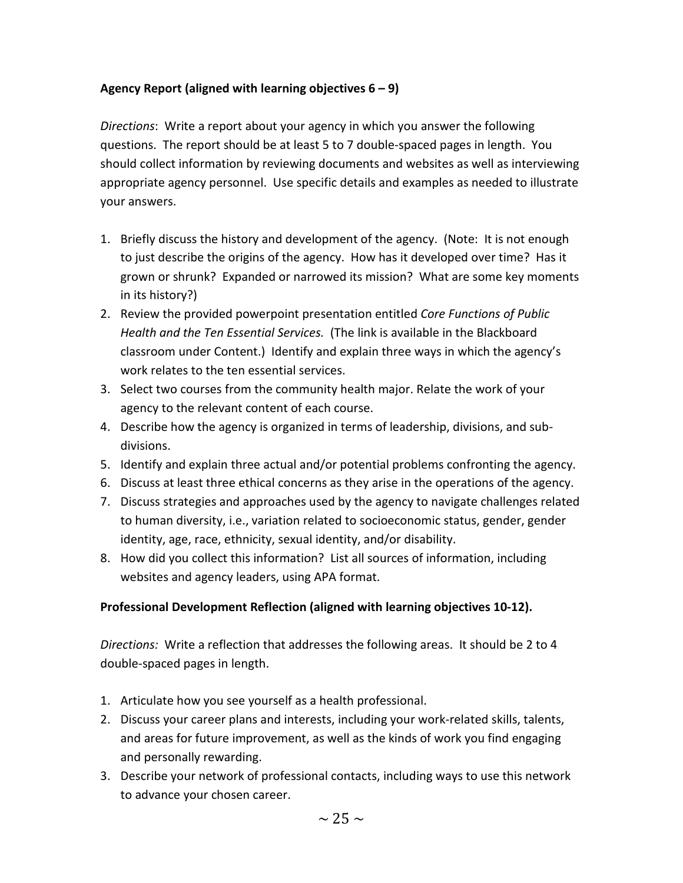**Agency Report (aligned with learning objectives 6 – 9)**

*Directions*: Write a report about your agency in which you answer the following questions. The report should be at least 5 to 7 double-spaced pages in length. You should collect information by reviewing documents and websites as well as interviewing appropriate agency personnel. Use specific details and examples as needed to illustrate your answers.

1. Briefly discuss the history and development of the agency. (Note: It is not enough to just describe the origins of the agency. How has it developed over time? Has it grown or shrunk? Expanded or narrowed its mission? What are some key moments in its history?)
2. Review the provided powerpoint presentation entitled *Core Functions of Public Health and the Ten Essential Services.* (The link is available in the Blackboard classroom under Content.) Identify and explain three ways in which the agency's work relates to the ten essential services.
3. Select two courses from the community health major. Relate the work of your agency to the relevant content of each course.
4. Describe how the agency is organized in terms of leadership, divisions, and sub-divisions.
5. Identify and explain three actual and/or potential problems confronting the agency.
6. Discuss at least three ethical concerns as they arise in the operations of the agency.
7. Discuss strategies and approaches used by the agency to navigate challenges related to human diversity, i.e., variation related to socioeconomic status, gender, gender identity, age, race, ethnicity, sexual identity, and/or disability.
8. How did you collect this information? List all sources of information, including websites and agency leaders, using APA format.

**Professional Development Reflection (aligned with learning objectives 10-12).**

*Directions:* Write a reflection that addresses the following areas. It should be 2 to 4 double-spaced pages in length.

1. Articulate how you see yourself as a health professional.
2. Discuss your career plans and interests, including your work-related skills, talents, and areas for future improvement, as well as the kinds of work you find engaging and personally rewarding.
3. Describe your network of professional contacts, including ways to use this network to advance your chosen career.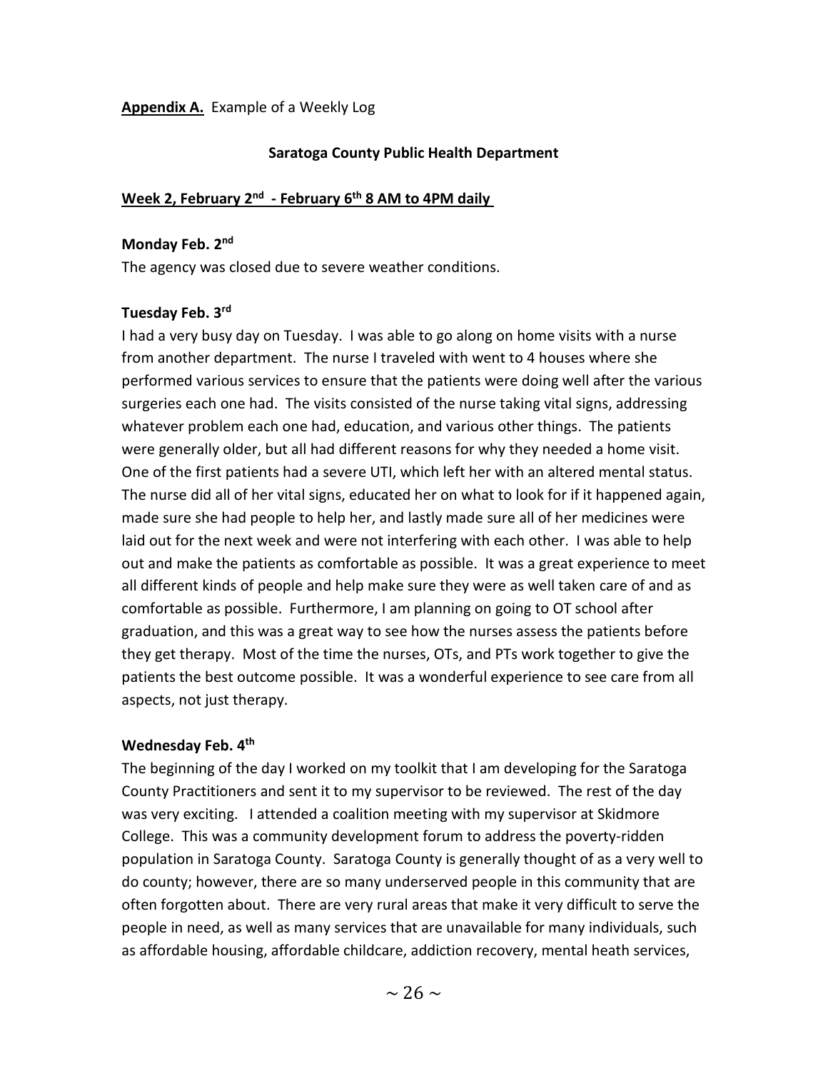**Appendix A.** Example of a Weekly Log

**Saratoga County Public Health Department**

**Week 2, February 2nd - February 6th 8 AM to 4PM daily**

**Monday Feb. 2nd**

The agency was closed due to severe weather conditions.

**Tuesday Feb. 3rd**

I had a very busy day on Tuesday. I was able to go along on home visits with a nurse from another department. The nurse I traveled with went to 4 houses where she performed various services to ensure that the patients were doing well after the various surgeries each one had. The visits consisted of the nurse taking vital signs, addressing whatever problem each one had, education, and various other things. The patients were generally older, but all had different reasons for why they needed a home visit. One of the first patients had a severe UTI, which left her with an altered mental status. The nurse did all of her vital signs, educated her on what to look for if it happened again, made sure she had people to help her, and lastly made sure all of her medicines were laid out for the next week and were not interfering with each other. I was able to help out and make the patients as comfortable as possible. It was a great experience to meet all different kinds of people and help make sure they were as well taken care of and as comfortable as possible. Furthermore, I am planning on going to OT school after graduation, and this was a great way to see how the nurses assess the patients before they get therapy. Most of the time the nurses, OTs, and PTs work together to give the patients the best outcome possible. It was a wonderful experience to see care from all aspects, not just therapy.

**Wednesday Feb. 4th**

The beginning of the day I worked on my toolkit that I am developing for the Saratoga County Practitioners and sent it to my supervisor to be reviewed. The rest of the day was very exciting. I attended a coalition meeting with my supervisor at Skidmore College. This was a community development forum to address the poverty-ridden population in Saratoga County. Saratoga County is generally thought of as a very well to do county; however, there are so many underserved people in this community that are often forgotten about. There are very rural areas that make it very difficult to serve the people in need, as well as many services that are unavailable for many individuals, such as affordable housing, affordable childcare, addiction recovery, mental heath services,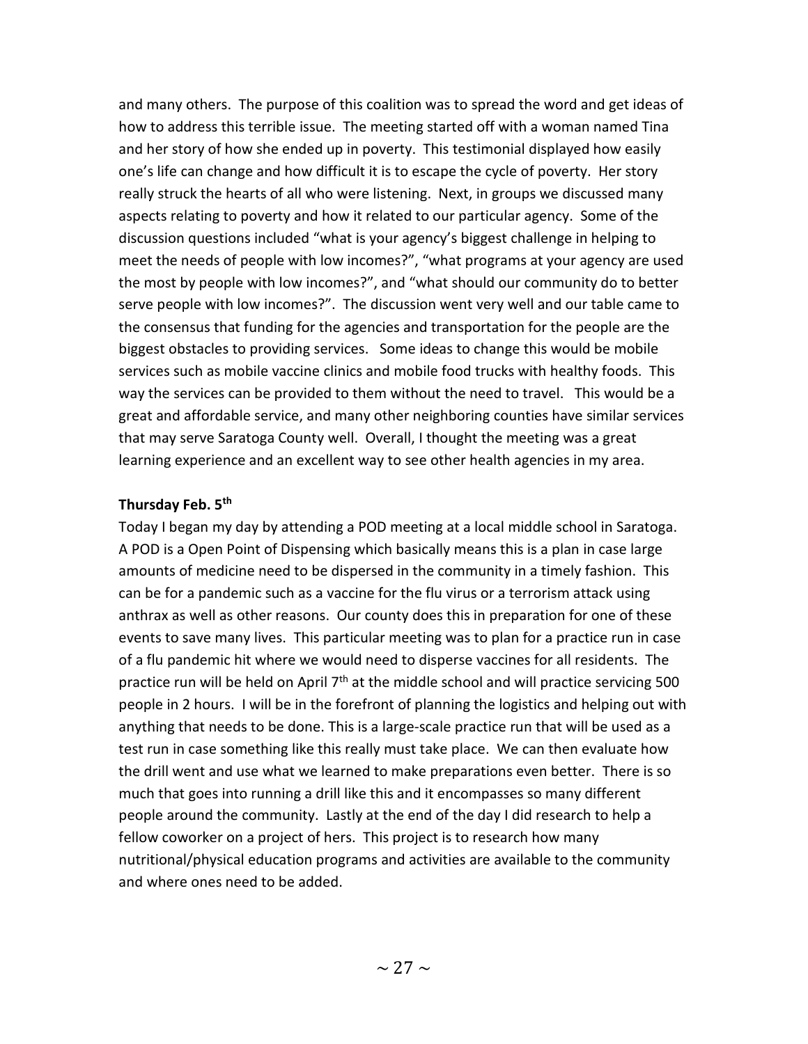and many others. The purpose of this coalition was to spread the word and get ideas of how to address this terrible issue. The meeting started off with a woman named Tina and her story of how she ended up in poverty. This testimonial displayed how easily one's life can change and how difficult it is to escape the cycle of poverty. Her story really struck the hearts of all who were listening. Next, in groups we discussed many aspects relating to poverty and how it related to our particular agency. Some of the discussion questions included "what is your agency's biggest challenge in helping to meet the needs of people with low incomes?", "what programs at your agency are used the most by people with low incomes?", and "what should our community do to better serve people with low incomes?". The discussion went very well and our table came to the consensus that funding for the agencies and transportation for the people are the biggest obstacles to providing services. Some ideas to change this would be mobile services such as mobile vaccine clinics and mobile food trucks with healthy foods. This way the services can be provided to them without the need to travel. This would be a great and affordable service, and many other neighboring counties have similar services that may serve Saratoga County well. Overall, I thought the meeting was a great learning experience and an excellent way to see other health agencies in my area.

**Thursday Feb. 5th**

Today I began my day by attending a POD meeting at a local middle school in Saratoga. A POD is a Open Point of Dispensing which basically means this is a plan in case large amounts of medicine need to be dispersed in the community in a timely fashion. This can be for a pandemic such as a vaccine for the flu virus or a terrorism attack using anthrax as well as other reasons. Our county does this in preparation for one of these events to save many lives. This particular meeting was to plan for a practice run in case of a flu pandemic hit where we would need to disperse vaccines for all residents. The practice run will be held on April 7th at the middle school and will practice servicing 500 people in 2 hours. I will be in the forefront of planning the logistics and helping out with anything that needs to be done. This is a large-scale practice run that will be used as a test run in case something like this really must take place. We can then evaluate how the drill went and use what we learned to make preparations even better. There is so much that goes into running a drill like this and it encompasses so many different people around the community. Lastly at the end of the day I did research to help a fellow coworker on a project of hers. This project is to research how many nutritional/physical education programs and activities are available to the community and where ones need to be added.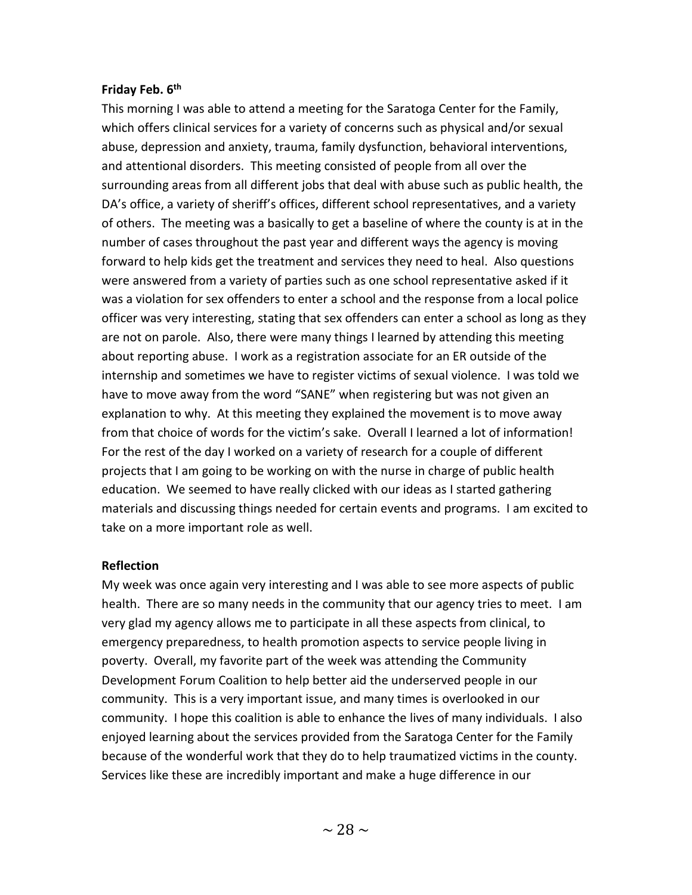**Friday Feb. 6th**

This morning I was able to attend a meeting for the Saratoga Center for the Family, which offers clinical services for a variety of concerns such as physical and/or sexual abuse, depression and anxiety, trauma, family dysfunction, behavioral interventions, and attentional disorders. This meeting consisted of people from all over the surrounding areas from all different jobs that deal with abuse such as public health, the DA's office, a variety of sheriff's offices, different school representatives, and a variety of others. The meeting was a basically to get a baseline of where the county is at in the number of cases throughout the past year and different ways the agency is moving forward to help kids get the treatment and services they need to heal. Also questions were answered from a variety of parties such as one school representative asked if it was a violation for sex offenders to enter a school and the response from a local police officer was very interesting, stating that sex offenders can enter a school as long as they are not on parole. Also, there were many things I learned by attending this meeting about reporting abuse. I work as a registration associate for an ER outside of the internship and sometimes we have to register victims of sexual violence. I was told we have to move away from the word "SANE" when registering but was not given an explanation to why. At this meeting they explained the movement is to move away from that choice of words for the victim's sake. Overall I learned a lot of information! For the rest of the day I worked on a variety of research for a couple of different projects that I am going to be working on with the nurse in charge of public health education. We seemed to have really clicked with our ideas as I started gathering materials and discussing things needed for certain events and programs. I am excited to take on a more important role as well.

**Reflection**

My week was once again very interesting and I was able to see more aspects of public health. There are so many needs in the community that our agency tries to meet. I am very glad my agency allows me to participate in all these aspects from clinical, to emergency preparedness, to health promotion aspects to service people living in poverty. Overall, my favorite part of the week was attending the Community Development Forum Coalition to help better aid the underserved people in our community. This is a very important issue, and many times is overlooked in our community. I hope this coalition is able to enhance the lives of many individuals. I also enjoyed learning about the services provided from the Saratoga Center for the Family because of the wonderful work that they do to help traumatized victims in the county. Services like these are incredibly important and make a huge difference in our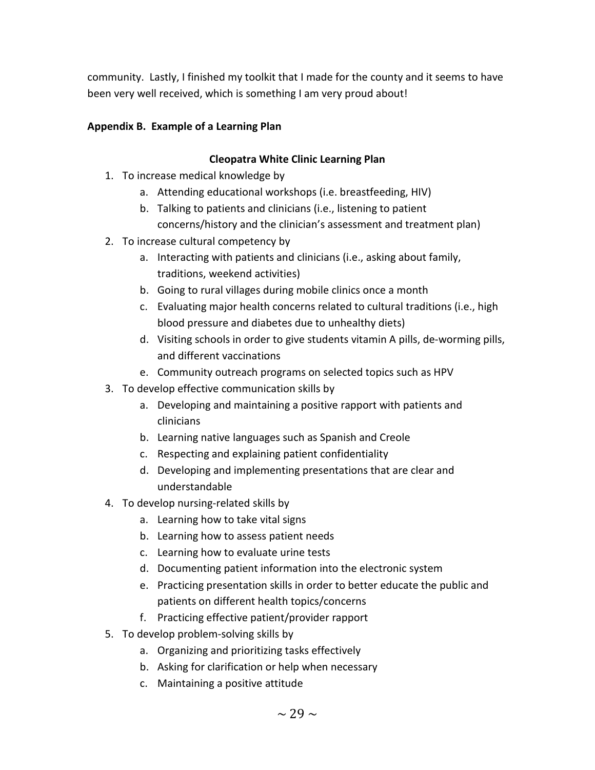community. Lastly, I finished my toolkit that I made for the county and it seems to have been very well received, which is something I am very proud about!

**Appendix B. Example of a Learning Plan**

**Cleopatra White Clinic Learning Plan**

1. To increase medical knowledge by
   a. Attending educational workshops (i.e. breastfeeding, HIV)
   b. Talking to patients and clinicians (i.e., listening to patient concerns/history and the clinician's assessment and treatment plan)
2. To increase cultural competency by
   a. Interacting with patients and clinicians (i.e., asking about family, traditions, weekend activities)
   b. Going to rural villages during mobile clinics once a month
   c. Evaluating major health concerns related to cultural traditions (i.e., high blood pressure and diabetes due to unhealthy diets)
   d. Visiting schools in order to give students vitamin A pills, de-worming pills, and different vaccinations
   e. Community outreach programs on selected topics such as HPV
3. To develop effective communication skills by
   a. Developing and maintaining a positive rapport with patients and clinicians
   b. Learning native languages such as Spanish and Creole
   c. Respecting and explaining patient confidentiality
   d. Developing and implementing presentations that are clear and understandable
4. To develop nursing-related skills by
   a. Learning how to take vital signs
   b. Learning how to assess patient needs
   c. Learning how to evaluate urine tests
   d. Documenting patient information into the electronic system
   e. Practicing presentation skills in order to better educate the public and patients on different health topics/concerns
   f. Practicing effective patient/provider rapport
5. To develop problem-solving skills by
   a. Organizing and prioritizing tasks effectively
   b. Asking for clarification or help when necessary
   c. Maintaining a positive attitude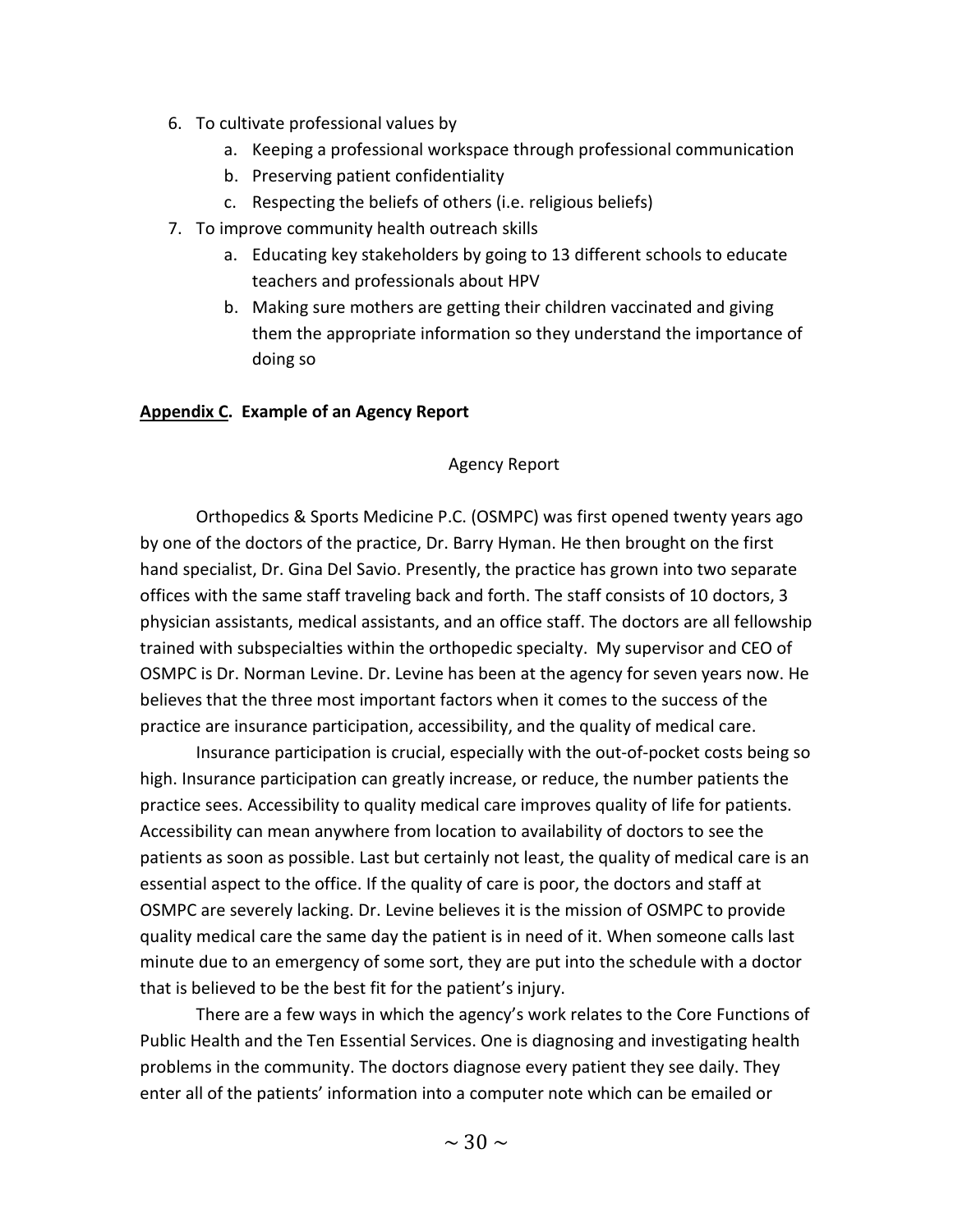6. To cultivate professional values by
    a. Keeping a professional workspace through professional communication
    b. Preserving patient confidentiality
    c. Respecting the beliefs of others (i.e. religious beliefs)
7. To improve community health outreach skills
    a. Educating key stakeholders by going to 13 different schools to educate teachers and professionals about HPV
    b. Making sure mothers are getting their children vaccinated and giving them the appropriate information so they understand the importance of doing so

**Appendix C. Example of an Agency Report**

Agency Report

Orthopedics & Sports Medicine P.C. (OSMPC) was first opened twenty years ago by one of the doctors of the practice, Dr. Barry Hyman. He then brought on the first hand specialist, Dr. Gina Del Savio. Presently, the practice has grown into two separate offices with the same staff traveling back and forth. The staff consists of 10 doctors, 3 physician assistants, medical assistants, and an office staff. The doctors are all fellowship trained with subspecialties within the orthopedic specialty. My supervisor and CEO of OSMPC is Dr. Norman Levine. Dr. Levine has been at the agency for seven years now. He believes that the three most important factors when it comes to the success of the practice are insurance participation, accessibility, and the quality of medical care.

Insurance participation is crucial, especially with the out-of-pocket costs being so high. Insurance participation can greatly increase, or reduce, the number patients the practice sees. Accessibility to quality medical care improves quality of life for patients. Accessibility can mean anywhere from location to availability of doctors to see the patients as soon as possible. Last but certainly not least, the quality of medical care is an essential aspect to the office. If the quality of care is poor, the doctors and staff at OSMPC are severely lacking. Dr. Levine believes it is the mission of OSMPC to provide quality medical care the same day the patient is in need of it. When someone calls last minute due to an emergency of some sort, they are put into the schedule with a doctor that is believed to be the best fit for the patient's injury.

There are a few ways in which the agency's work relates to the Core Functions of Public Health and the Ten Essential Services. One is diagnosing and investigating health problems in the community. The doctors diagnose every patient they see daily. They enter all of the patients' information into a computer note which can be emailed or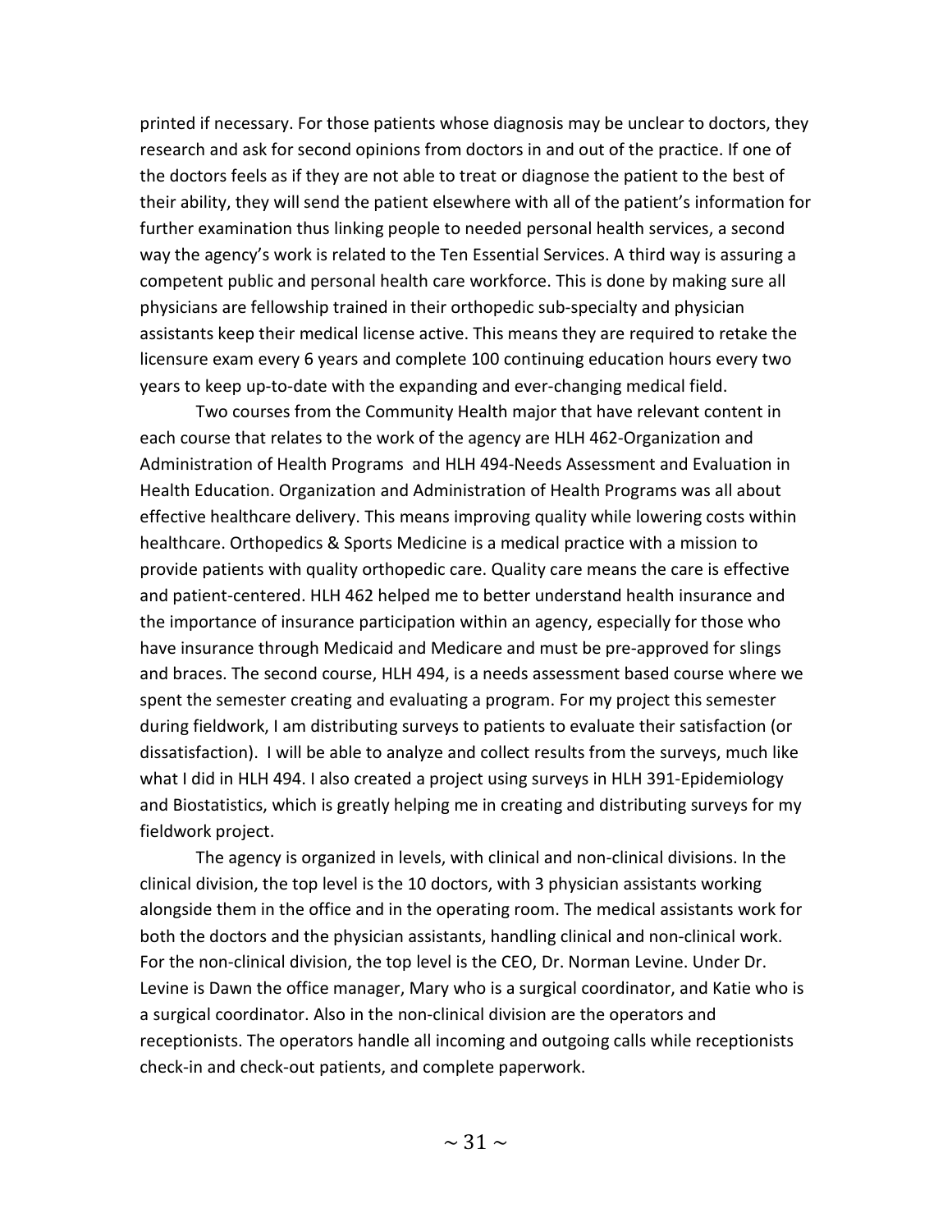printed if necessary. For those patients whose diagnosis may be unclear to doctors, they research and ask for second opinions from doctors in and out of the practice. If one of the doctors feels as if they are not able to treat or diagnose the patient to the best of their ability, they will send the patient elsewhere with all of the patient's information for further examination thus linking people to needed personal health services, a second way the agency's work is related to the Ten Essential Services. A third way is assuring a competent public and personal health care workforce. This is done by making sure all physicians are fellowship trained in their orthopedic sub-specialty and physician assistants keep their medical license active. This means they are required to retake the licensure exam every 6 years and complete 100 continuing education hours every two years to keep up-to-date with the expanding and ever-changing medical field.

Two courses from the Community Health major that have relevant content in each course that relates to the work of the agency are HLH 462-Organization and Administration of Health Programs and HLH 494-Needs Assessment and Evaluation in Health Education. Organization and Administration of Health Programs was all about effective healthcare delivery. This means improving quality while lowering costs within healthcare. Orthopedics & Sports Medicine is a medical practice with a mission to provide patients with quality orthopedic care. Quality care means the care is effective and patient-centered. HLH 462 helped me to better understand health insurance and the importance of insurance participation within an agency, especially for those who have insurance through Medicaid and Medicare and must be pre-approved for slings and braces. The second course, HLH 494, is a needs assessment based course where we spent the semester creating and evaluating a program. For my project this semester during fieldwork, I am distributing surveys to patients to evaluate their satisfaction (or dissatisfaction). I will be able to analyze and collect results from the surveys, much like what I did in HLH 494. I also created a project using surveys in HLH 391-Epidemiology and Biostatistics, which is greatly helping me in creating and distributing surveys for my fieldwork project.

The agency is organized in levels, with clinical and non-clinical divisions. In the clinical division, the top level is the 10 doctors, with 3 physician assistants working alongside them in the office and in the operating room. The medical assistants work for both the doctors and the physician assistants, handling clinical and non-clinical work. For the non-clinical division, the top level is the CEO, Dr. Norman Levine. Under Dr. Levine is Dawn the office manager, Mary who is a surgical coordinator, and Katie who is a surgical coordinator. Also in the non-clinical division are the operators and receptionists. The operators handle all incoming and outgoing calls while receptionists check-in and check-out patients, and complete paperwork.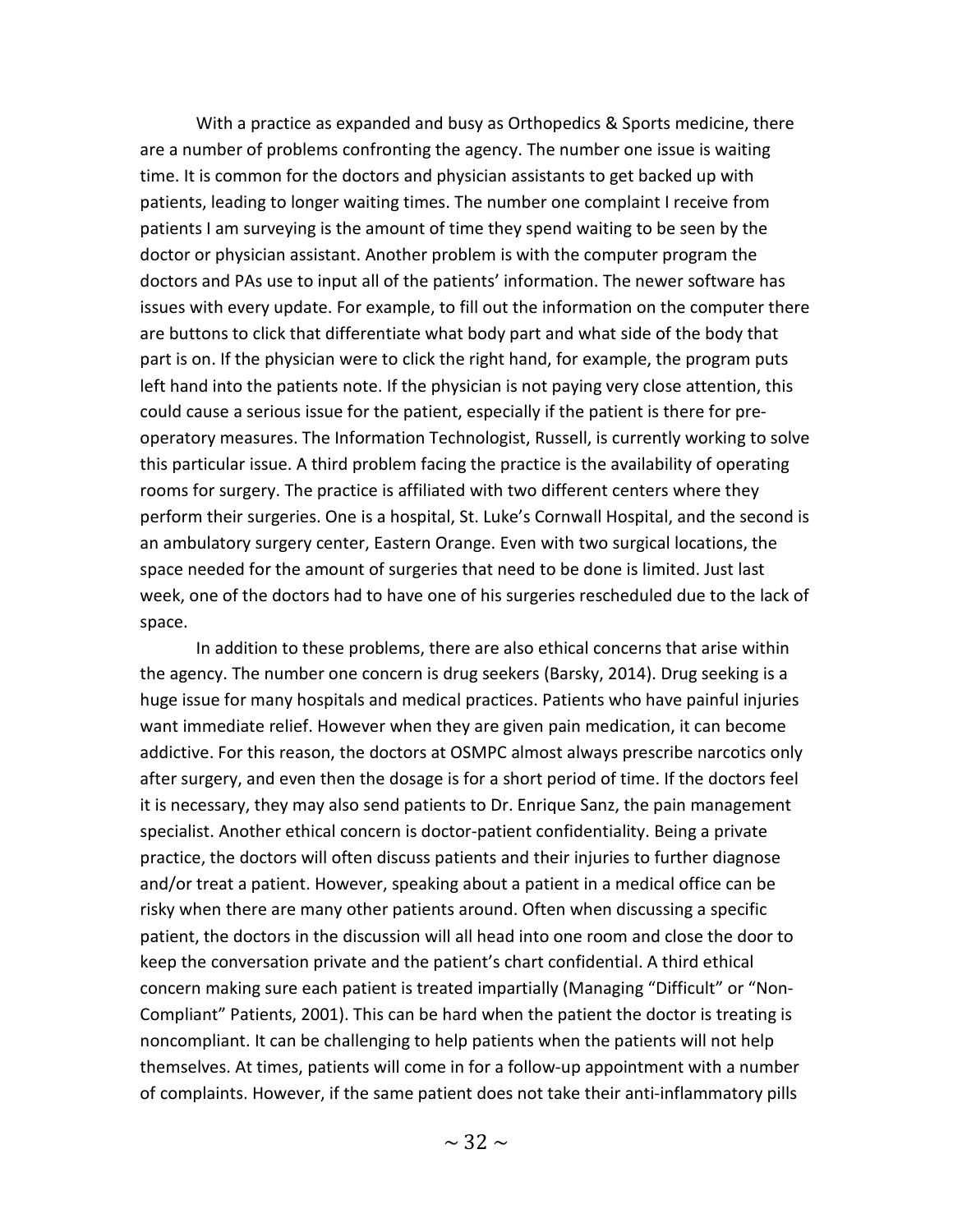With a practice as expanded and busy as Orthopedics & Sports medicine, there are a number of problems confronting the agency. The number one issue is waiting time. It is common for the doctors and physician assistants to get backed up with patients, leading to longer waiting times. The number one complaint I receive from patients I am surveying is the amount of time they spend waiting to be seen by the doctor or physician assistant. Another problem is with the computer program the doctors and PAs use to input all of the patients' information. The newer software has issues with every update. For example, to fill out the information on the computer there are buttons to click that differentiate what body part and what side of the body that part is on. If the physician were to click the right hand, for example, the program puts left hand into the patients note. If the physician is not paying very close attention, this could cause a serious issue for the patient, especially if the patient is there for pre-operatory measures. The Information Technologist, Russell, is currently working to solve this particular issue. A third problem facing the practice is the availability of operating rooms for surgery. The practice is affiliated with two different centers where they perform their surgeries. One is a hospital, St. Luke's Cornwall Hospital, and the second is an ambulatory surgery center, Eastern Orange. Even with two surgical locations, the space needed for the amount of surgeries that need to be done is limited. Just last week, one of the doctors had to have one of his surgeries rescheduled due to the lack of space.

In addition to these problems, there are also ethical concerns that arise within the agency. The number one concern is drug seekers (Barsky, 2014). Drug seeking is a huge issue for many hospitals and medical practices. Patients who have painful injuries want immediate relief. However when they are given pain medication, it can become addictive. For this reason, the doctors at OSMPC almost always prescribe narcotics only after surgery, and even then the dosage is for a short period of time. If the doctors feel it is necessary, they may also send patients to Dr. Enrique Sanz, the pain management specialist. Another ethical concern is doctor-patient confidentiality. Being a private practice, the doctors will often discuss patients and their injuries to further diagnose and/or treat a patient. However, speaking about a patient in a medical office can be risky when there are many other patients around. Often when discussing a specific patient, the doctors in the discussion will all head into one room and close the door to keep the conversation private and the patient's chart confidential. A third ethical concern making sure each patient is treated impartially (Managing "Difficult" or "Non-Compliant" Patients, 2001). This can be hard when the patient the doctor is treating is noncompliant. It can be challenging to help patients when the patients will not help themselves. At times, patients will come in for a follow-up appointment with a number of complaints. However, if the same patient does not take their anti-inflammatory pills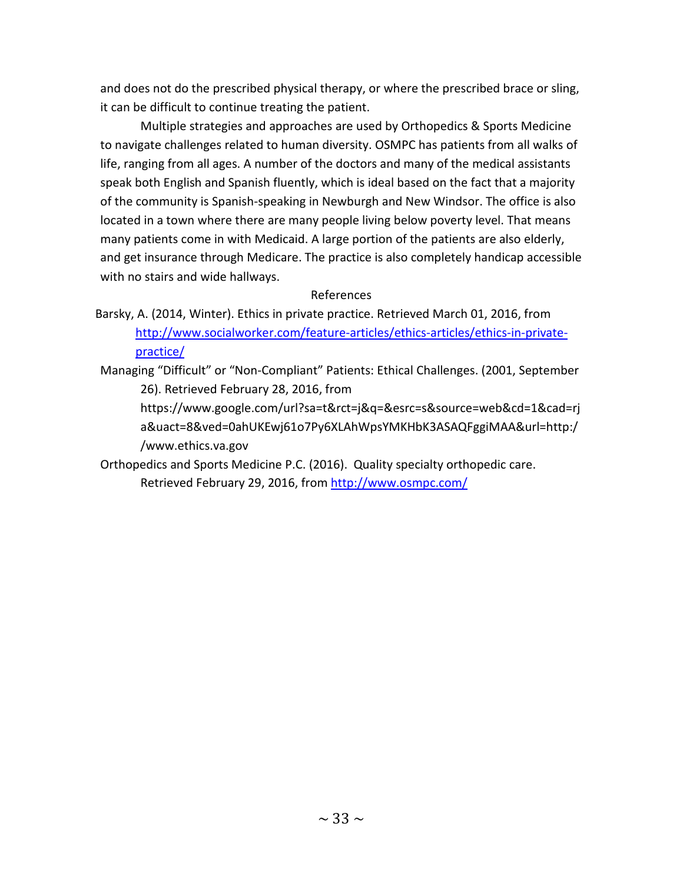and does not do the prescribed physical therapy, or where the prescribed brace or sling, it can be difficult to continue treating the patient.

Multiple strategies and approaches are used by Orthopedics & Sports Medicine to navigate challenges related to human diversity. OSMPC has patients from all walks of life, ranging from all ages. A number of the doctors and many of the medical assistants speak both English and Spanish fluently, which is ideal based on the fact that a majority of the community is Spanish-speaking in Newburgh and New Windsor. The office is also located in a town where there are many people living below poverty level. That means many patients come in with Medicaid. A large portion of the patients are also elderly, and get insurance through Medicare. The practice is also completely handicap accessible with no stairs and wide hallways.

## References

Barsky, A. (2014, Winter). Ethics in private practice. Retrieved March 01, 2016, from http://www.socialworker.com/feature-articles/ethics-articles/ethics-in-private-practice/

Managing "Difficult" or "Non-Compliant" Patients: Ethical Challenges. (2001, September 26). Retrieved February 28, 2016, from https://www.google.com/url?sa=t&rct=j&q=&esrc=s&source=web&cd=1&cad=rja&uact=8&ved=0ahUKEwj61o7Py6XLAhWpsYMKHbK3ASAQFggiMAA&url=http://www.ethics.va.gov

Orthopedics and Sports Medicine P.C. (2016). Quality specialty orthopedic care. Retrieved February 29, 2016, from http://www.osmpc.com/